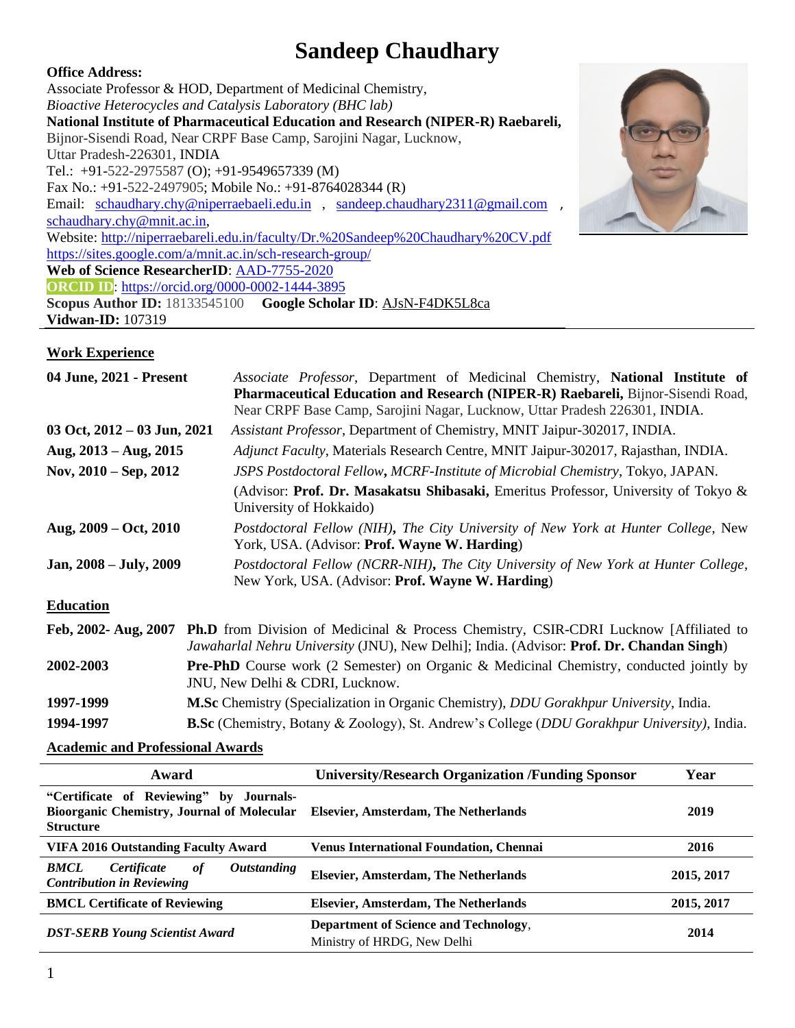# Sandeep Chaudhary

**Office Address:**
Associate Professor & HOD, Department of Medicinal Chemistry,
*Bioactive Heterocycles and Catalysis Laboratory (BHC lab)*
**National Institute of Pharmaceutical Education and Research (NIPER-R) Raebareli,**
Bijnor-Sisendi Road, Near CRPF Base Camp, Sarojini Nagar, Lucknow,
Uttar Pradesh-226301, INDIA
Tel.: +91-522-2975587 (O); +91-9549657339 (M)
Fax No.: +91-522-2497905; Mobile No.: +91-8764028344 (R)
Email: schaudhary.chy@niperraebaeli.edu.in , sandeep.chaudhary2311@gmail.com , schaudhary.chy@mnit.ac.in,
Website: http://niperraebareli.edu.in/faculty/Dr.%20Sandeep%20Chaudhary%20CV.pdf
https://sites.google.com/a/mnit.ac.in/sch-research-group/
**Web of Science ResearcherID**: AAD-7755-2020
**ORCID ID**: https://orcid.org/0000-0002-1444-3895
**Scopus Author ID:** 18133545100 **Google Scholar ID**: AJsN-F4DK5L8ca
**Vidwan-ID:** 107319

## Work Experience

| | |
|---|---|
| **04 June, 2021 - Present** | *Associate Professor*, Department of Medicinal Chemistry, **National Institute of Pharmaceutical Education and Research (NIPER-R) Raebareli,** Bijnor-Sisendi Road, Near CRPF Base Camp, Sarojini Nagar, Lucknow, Uttar Pradesh 226301, INDIA. |
| **03 Oct, 2012 – 03 Jun, 2021** | *Assistant Professor*, Department of Chemistry, MNIT Jaipur-302017, INDIA. |
| **Aug, 2013 – Aug, 2015** | *Adjunct Faculty*, Materials Research Centre, MNIT Jaipur-302017, Rajasthan, INDIA. |
| **Nov, 2010 – Sep, 2012** | *JSPS Postdoctoral Fellow***,** *MCRF-Institute of Microbial Chemistry*, Tokyo, JAPAN. (Advisor: **Prof. Dr. Masakatsu Shibasaki,** Emeritus Professor, University of Tokyo & University of Hokkaido) |
| **Aug, 2009 – Oct, 2010** | *Postdoctoral Fellow (NIH)***,** *The City University of New York at Hunter College*, New York, USA. (Advisor: **Prof. Wayne W. Harding**) |
| **Jan, 2008 – July, 2009** | *Postdoctoral Fellow (NCRR-NIH)***,** *The City University of New York at Hunter College*, New York, USA. (Advisor: **Prof. Wayne W. Harding**) |

## Education

| | |
|---|---|
| **Feb, 2002- Aug, 2007** | **Ph.D** from Division of Medicinal & Process Chemistry, CSIR-CDRI Lucknow [Affiliated to *Jawaharlal Nehru University* (JNU), New Delhi]; India. (Advisor: **Prof. Dr. Chandan Singh**) |
| **2002-2003** | **Pre-PhD** Course work (2 Semester) on Organic & Medicinal Chemistry, conducted jointly by JNU, New Delhi & CDRI, Lucknow. |
| **1997-1999** | **M.Sc** Chemistry (Specialization in Organic Chemistry), *DDU Gorakhpur University*, India. |
| **1994-1997** | **B.Sc** (Chemistry, Botany & Zoology), St. Andrew's College (*DDU Gorakhpur University*), India. |

## Academic and Professional Awards

| Award | University/Research Organization /Funding Sponsor | Year |
|---|---|---|
| **"Certificate of Reviewing" by Journals-Bioorganic Chemistry, Journal of Molecular Structure** | **Elsevier, Amsterdam, The Netherlands** | **2019** |
| **VIFA 2016 Outstanding Faculty Award** | **Venus International Foundation, Chennai** | **2016** |
| ***BMCL Certificate of Outstanding Contribution in Reviewing*** | **Elsevier, Amsterdam, The Netherlands** | **2015, 2017** |
| **BMCL Certificate of Reviewing** | **Elsevier, Amsterdam, The Netherlands** | **2015, 2017** |
| ***DST-SERB Young Scientist Award*** | **Department of Science and Technology**, Ministry of HRDG, New Delhi | **2014** |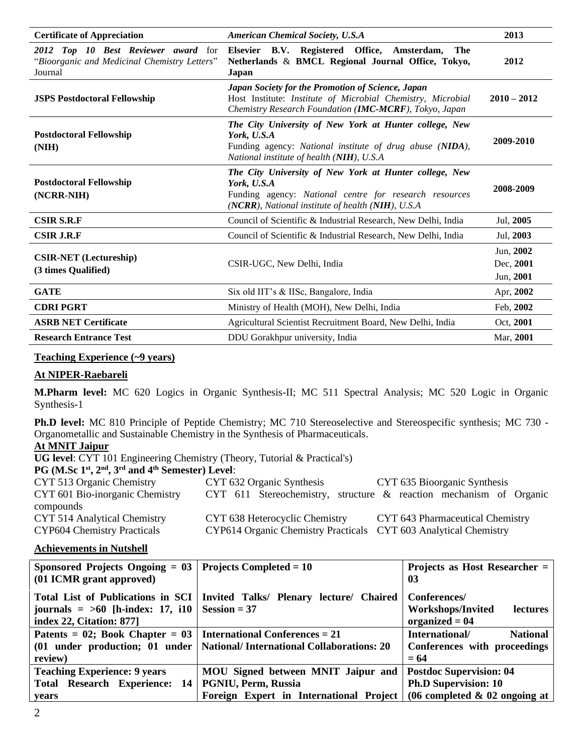| **Certificate of Appreciation** | ***American Chemical Society, U.S.A*** | **2013** |
|---|---|---|
| ***2012 Top 10 Best Reviewer award*** for "*Bioorganic and Medicinal Chemistry Letters*" Journal | **Elsevier B.V. Registered Office, Amsterdam, The Netherlands & BMCL Regional Journal Office, Tokyo, Japan** | **2012** |
| **JSPS Postdoctoral Fellowship** | ***Japan Society for the Promotion of Science, Japan*** Host Institute: *Institute of Microbial Chemistry, Microbial Chemistry Research Foundation (**IMC-MCRF**), Tokyo, Japan* | **2010 – 2012** |
| **Postdoctoral Fellowship (NIH)** | ***The City University of New York at Hunter college, New York, U.S.A*** Funding agency: *National institute of drug abuse (**NIDA**), National institute of health (**NIH**), U.S.A* | **2009-2010** |
| **Postdoctoral Fellowship (NCRR-NIH)** | ***The City University of New York at Hunter college, New York, U.S.A*** Funding agency: *National centre for research resources (**NCRR**), National institute of health (**NIH**), U.S.A* | **2008-2009** |
| **CSIR S.R.F** | Council of Scientific & Industrial Research, New Delhi, India | Jul, **2005** |
| **CSIR J.R.F** | Council of Scientific & Industrial Research, New Delhi, India | Jul, **2003** |
| **CSIR-NET (Lectureship) (3 times Qualified)** | CSIR-UGC, New Delhi, India | Jun, **2002** Dec, **2001** Jun, **2001** |
| **GATE** | Six old IIT's & IISc, Bangalore, India | Apr, **2002** |
| **CDRI PGRT** | Ministry of Health (MOH), New Delhi, India | Feb, **2002** |
| **ASRB NET Certificate** | Agricultural Scientist Recruitment Board, New Delhi, India | Oct, **2001** |
| **Research Entrance Test** | DDU Gorakhpur university, India | Mar, **2001** |

## Teaching Experience (~9 years)

### At NIPER-Raebareli

**M.Pharm level:** MC 620 Logics in Organic Synthesis-II; MC 511 Spectral Analysis; MC 520 Logic in Organic Synthesis-1

**Ph.D level:** MC 810 Principle of Peptide Chemistry; MC 710 Stereoselective and Stereospecific synthesis; MC 730 - Organometallic and Sustainable Chemistry in the Synthesis of Pharmaceuticals.

### At MNIT Jaipur

**UG level**: CYT 101 Engineering Chemistry (Theory, Tutorial & Practical's)

**PG (M.Sc 1st, 2nd, 3rd and 4th Semester) Level**:

CYT 513 Organic Chemistry; CYT 632 Organic Synthesis; CYT 635 Bioorganic Synthesis; CYT 601 Bio-inorganic Chemistry; CYT 611 Stereochemistry, structure & reaction mechanism of Organic compounds; CYT 514 Analytical Chemistry; CYT 638 Heterocyclic Chemistry; CYT 643 Pharmaceutical Chemistry; CYP604 Chemistry Practicals; CYP614 Organic Chemistry Practicals; CYT 603 Analytical Chemistry

## Achievements in Nutshell

| **Sponsored Projects Ongoing = 03 (01 ICMR grant approved)** | **Projects Completed = 10** | **Projects as Host Researcher = 03** |
|---|---|---|
| **Total List of Publications in SCI journals = >60 [h-index: 17, i10 index 22, Citation: 877]** | **Invited Talks/ Plenary lecture/ Chaired Session = 37** | **Conferences/ Workshops/Invited lectures organized = 04** |
| **Patents = 02; Book Chapter = 03 (01 under production; 01 under review)** | **International Conferences = 21** **National/ International Collaborations: 20** | **International/ National Conferences with proceedings = 64** |
| **Teaching Experience: 9 years** **Total Research Experience: 14 years** | **MOU Signed between MNIT Jaipur and PGNIU, Perm, Russia** **Foreign Expert in International Project** | **Postdoc Supervision: 04** **Ph.D Supervision: 10** **(06 completed & 02 ongoing at** |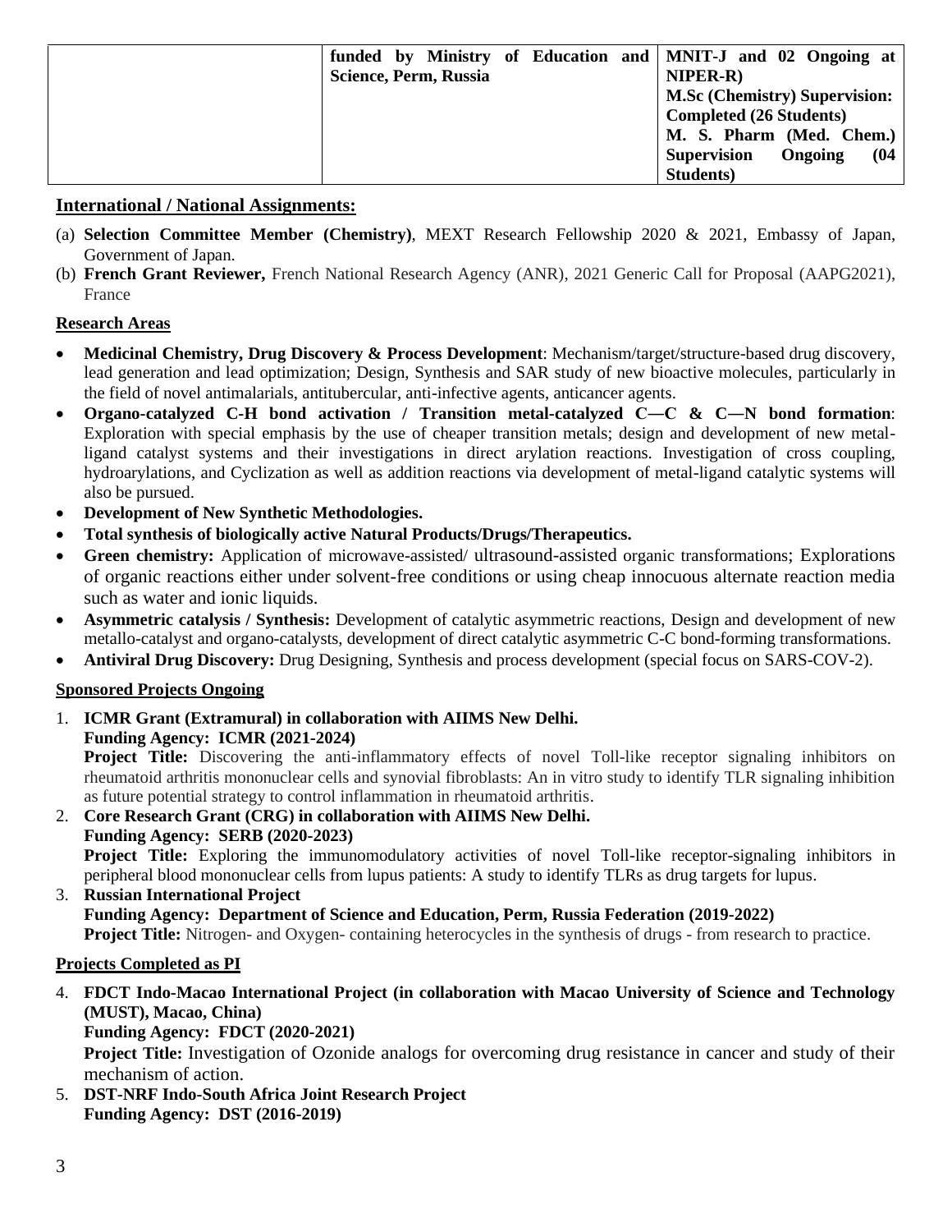| | funded by Ministry of Education and Science, Perm, Russia | MNIT-J and 02 Ongoing at NIPER-R) **M.Sc (Chemistry) Supervision: Completed (26 Students)** **M. S. Pharm (Med. Chem.) Supervision Ongoing (04 Students)** |
|---|---|---|

## International / National Assignments:

(a) **Selection Committee Member (Chemistry)**, MEXT Research Fellowship 2020 & 2021, Embassy of Japan, Government of Japan.

(b) **French Grant Reviewer,** French National Research Agency (ANR), 2021 Generic Call for Proposal (AAPG2021), France

## Research Areas

- **Medicinal Chemistry, Drug Discovery & Process Development**: Mechanism/target/structure-based drug discovery, lead generation and lead optimization; Design, Synthesis and SAR study of new bioactive molecules, particularly in the field of novel antimalarials, antitubercular, anti-infective agents, anticancer agents.
- **Organo-catalyzed C-H bond activation / Transition metal-catalyzed C—C & C—N bond formation**: Exploration with special emphasis by the use of cheaper transition metals; design and development of new metal-ligand catalyst systems and their investigations in direct arylation reactions. Investigation of cross coupling, hydroarylations, and Cyclization as well as addition reactions via development of metal-ligand catalytic systems will also be pursued.
- **Development of New Synthetic Methodologies.**
- **Total synthesis of biologically active Natural Products/Drugs/Therapeutics.**
- **Green chemistry:** Application of microwave-assisted/ ultrasound-assisted organic transformations; Explorations of organic reactions either under solvent-free conditions or using cheap innocuous alternate reaction media such as water and ionic liquids.
- **Asymmetric catalysis / Synthesis:** Development of catalytic asymmetric reactions, Design and development of new metallo-catalyst and organo-catalysts, development of direct catalytic asymmetric C-C bond-forming transformations.
- **Antiviral Drug Discovery:** Drug Designing, Synthesis and process development (special focus on SARS-COV-2).

## Sponsored Projects Ongoing

1. **ICMR Grant (Extramural) in collaboration with AIIMS New Delhi.**
   **Funding Agency: ICMR (2021-2024)**
   **Project Title:** Discovering the anti-inflammatory effects of novel Toll-like receptor signaling inhibitors on rheumatoid arthritis mononuclear cells and synovial fibroblasts: An in vitro study to identify TLR signaling inhibition as future potential strategy to control inflammation in rheumatoid arthritis.
2. **Core Research Grant (CRG) in collaboration with AIIMS New Delhi.**
   **Funding Agency: SERB (2020-2023)**
   **Project Title:** Exploring the immunomodulatory activities of novel Toll-like receptor-signaling inhibitors in peripheral blood mononuclear cells from lupus patients: A study to identify TLRs as drug targets for lupus.
3. **Russian International Project**
   **Funding Agency: Department of Science and Education, Perm, Russia Federation (2019-2022)**
   **Project Title:** Nitrogen- and Oxygen- containing heterocycles in the synthesis of drugs - from research to practice.

## Projects Completed as PI

4. **FDCT Indo-Macao International Project (in collaboration with Macao University of Science and Technology (MUST), Macao, China)**
   **Funding Agency: FDCT (2020-2021)**
   **Project Title:** Investigation of Ozonide analogs for overcoming drug resistance in cancer and study of their mechanism of action.
5. **DST-NRF Indo-South Africa Joint Research Project**
   **Funding Agency: DST (2016-2019)**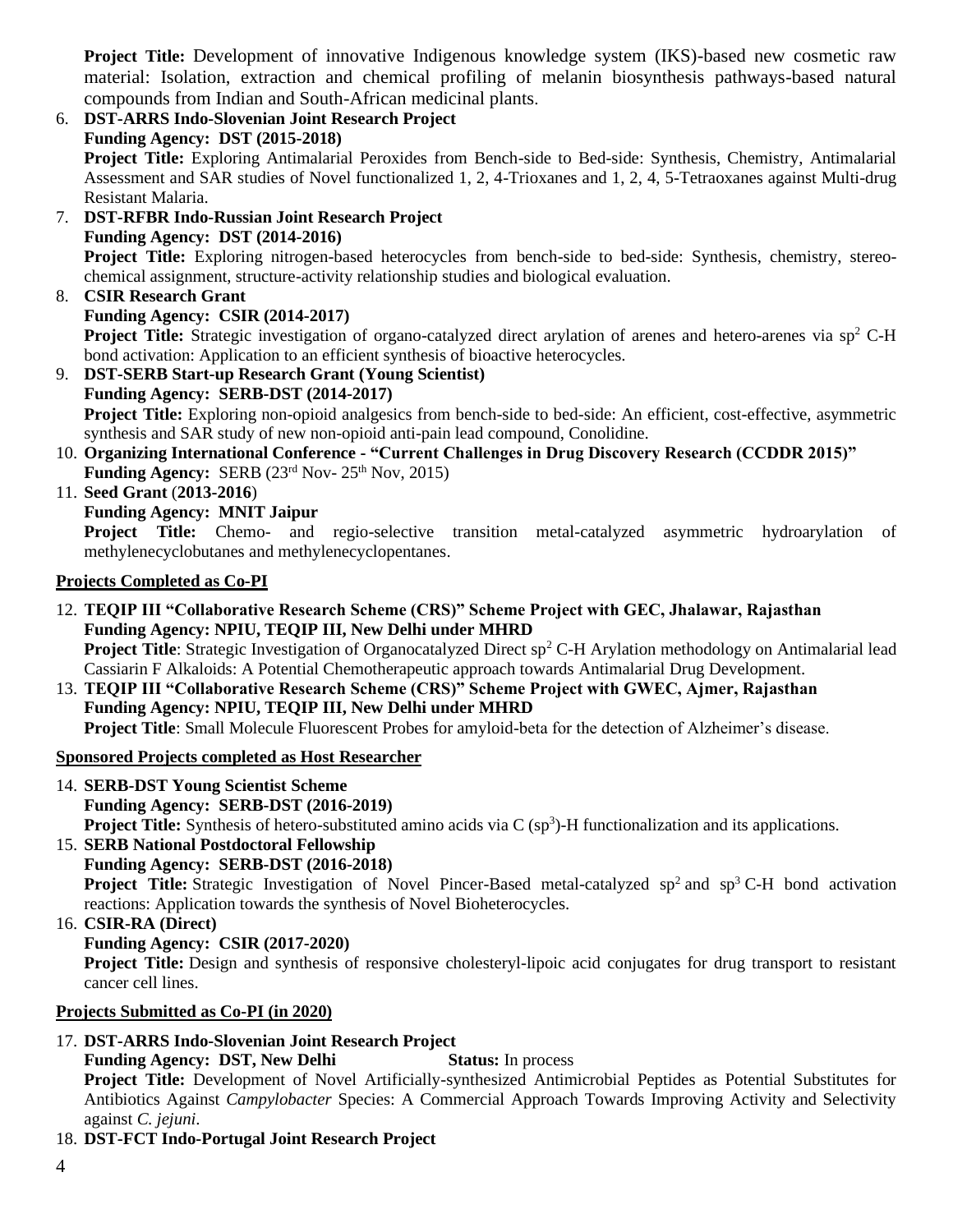**Project Title:** Development of innovative Indigenous knowledge system (IKS)-based new cosmetic raw material: Isolation, extraction and chemical profiling of melanin biosynthesis pathways-based natural compounds from Indian and South-African medicinal plants.

6. **DST-ARRS Indo-Slovenian Joint Research Project**
   **Funding Agency: DST (2015-2018)**
   **Project Title:** Exploring Antimalarial Peroxides from Bench-side to Bed-side: Synthesis, Chemistry, Antimalarial Assessment and SAR studies of Novel functionalized 1, 2, 4-Trioxanes and 1, 2, 4, 5-Tetraoxanes against Multi-drug Resistant Malaria.
7. **DST-RFBR Indo-Russian Joint Research Project**
   **Funding Agency: DST (2014-2016)**
   **Project Title:** Exploring nitrogen-based heterocycles from bench-side to bed-side: Synthesis, chemistry, stereo-chemical assignment, structure-activity relationship studies and biological evaluation.
8. **CSIR Research Grant**
   **Funding Agency: CSIR (2014-2017)**
   **Project Title:** Strategic investigation of organo-catalyzed direct arylation of arenes and hetero-arenes via $sp^2$ C-H bond activation: Application to an efficient synthesis of bioactive heterocycles.
9. **DST-SERB Start-up Research Grant (Young Scientist)**
   **Funding Agency: SERB-DST (2014-2017)**
   **Project Title:** Exploring non-opioid analgesics from bench-side to bed-side: An efficient, cost-effective, asymmetric synthesis and SAR study of new non-opioid anti-pain lead compound, Conolidine.
10. **Organizing International Conference - "Current Challenges in Drug Discovery Research (CCDDR 2015)"**
    **Funding Agency:** SERB (23rd Nov- 25th Nov, 2015)
11. **Seed Grant** (**2013-2016**)
    **Funding Agency: MNIT Jaipur**
    **Project Title:** Chemo- and regio-selective transition metal-catalyzed asymmetric hydroarylation of methylenecyclobutanes and methylenecyclopentanes.

**Projects Completed as Co-PI**

12. **TEQIP III "Collaborative Research Scheme (CRS)" Scheme Project with GEC, Jhalawar, Rajasthan**
    **Funding Agency: NPIU, TEQIP III, New Delhi under MHRD**
    **Project Title**: Strategic Investigation of Organocatalyzed Direct $sp^2$ C-H Arylation methodology on Antimalarial lead Cassiarin F Alkaloids: A Potential Chemotherapeutic approach towards Antimalarial Drug Development.
13. **TEQIP III "Collaborative Research Scheme (CRS)" Scheme Project with GWEC, Ajmer, Rajasthan**
    **Funding Agency: NPIU, TEQIP III, New Delhi under MHRD**
    **Project Title**: Small Molecule Fluorescent Probes for amyloid-beta for the detection of Alzheimer's disease.

**Sponsored Projects completed as Host Researcher**

14. **SERB-DST Young Scientist Scheme**
    **Funding Agency: SERB-DST (2016-2019)**
    **Project Title:** Synthesis of hetero-substituted amino acids via C ($sp^3$)-H functionalization and its applications.
15. **SERB National Postdoctoral Fellowship**
    **Funding Agency: SERB-DST (2016-2018)**
    **Project Title:** Strategic Investigation of Novel Pincer-Based metal-catalyzed $sp^2$ and $sp^3$ C-H bond activation reactions: Application towards the synthesis of Novel Bioheterocycles.
16. **CSIR-RA (Direct)**
    **Funding Agency: CSIR (2017-2020)**
    **Project Title:** Design and synthesis of responsive cholesteryl-lipoic acid conjugates for drug transport to resistant cancer cell lines.

**Projects Submitted as Co-PI (in 2020)**

17. **DST-ARRS Indo-Slovenian Joint Research Project**
    **Funding Agency: DST, New Delhi** **Status:** In process
    **Project Title:** Development of Novel Artificially-synthesized Antimicrobial Peptides as Potential Substitutes for Antibiotics Against *Campylobacter* Species: A Commercial Approach Towards Improving Activity and Selectivity against *C. jejuni*.
18. **DST-FCT Indo-Portugal Joint Research Project**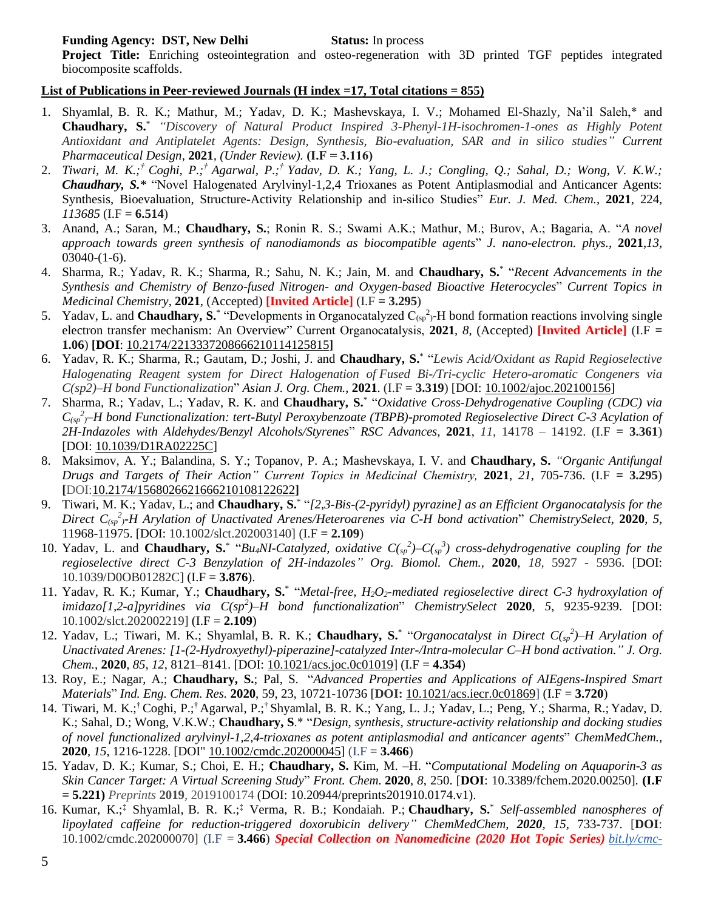**Funding Agency: DST, New Delhi** **Status:** In process

**Project Title:** Enriching osteointegration and osteo-regeneration with 3D printed TGF peptides integrated biocomposite scaffolds.

**List of Publications in Peer-reviewed Journals (H index =17, Total citations = 855)**

1. Shyamlal, B. R. K.; Mathur, M.; Yadav, D. K.; Mashevskaya, I. V.; Mohamed El-Shazly, Na'il Saleh,* and **Chaudhary, S.*** *"Discovery of Natural Product Inspired 3-Phenyl-1H-isochromen-1-ones as Highly Potent Antioxidant and Antiplatelet Agents: Design, Synthesis, Bio-evaluation, SAR and in silico studies" Current Pharmaceutical Design*, **2021**, *(Under Review)*. **(I.F = 3.116)**
2. *Tiwari, M. K.;† Coghi, P.;† Agarwal, P.;† Yadav, D. K.; Yang, L. J.; Congling, Q.; Sahal, D.; Wong, V. K.W.;* ***Chaudhary, S.**** "Novel Halogenated Arylvinyl-1,2,4 Trioxanes as Potent Antiplasmodial and Anticancer Agents: Synthesis, Bioevaluation, Structure-Activity Relationship and in-silico Studies" *Eur. J. Med. Chem.*, **2021**, 224, *113685* (I.F **= 6.514**)
3. Anand, A.; Saran, M.; **Chaudhary, S.**; Ronin R. S.; Swami A.K.; Mathur, M.; Burov, A.; Bagaria, A. "*A novel approach towards green synthesis of nanodiamonds as biocompatible agents*" *J. nano-electron. phys.*, **2021**,*13*, 03040-(1-6).
4. Sharma, R.; Yadav, R. K.; Sharma, R.; Sahu, N. K.; Jain, M. and **Chaudhary, S.*** "*Recent Advancements in the Synthesis and Chemistry of Benzo-fused Nitrogen- and Oxygen-based Bioactive Heterocycles*" *Current Topics in Medicinal Chemistry*, **2021**, (Accepted) **[Invited Article]** (I.F **= 3.295**)
5. Yadav, L. and **Chaudhary, S.*** "Developments in Organocatalyzed $C_{(sp^2)}$-H bond formation reactions involving single electron transfer mechanism: An Overview" Current Organocatalysis, **2021**, *8*, (Accepted) **[Invited Article]** (I.F **= 1.06**) **[DOI**: 10.2174/2213337208666210114125815**]**
6. Yadav, R. K.; Sharma, R.; Gautam, D.; Joshi, J. and **Chaudhary, S.*** "*Lewis Acid/Oxidant as Rapid Regioselective Halogenating Reagent system for Direct Halogenation of Fused Bi-/Tri-cyclic Hetero-aromatic Congeners via C(sp2)–H bond Functionalization*" *Asian J. Org. Chem.*, **2021**. (I.F **= 3.319**) [DOI: 10.1002/ajoc.202100156]
7. Sharma, R.; Yadav, L.; Yadav, R. K. and **Chaudhary, S.*** "*Oxidative Cross-Dehydrogenative Coupling (CDC) via $C_{(sp^2)}$–H bond Functionalization: tert-Butyl Peroxybenzoate (TBPB)-promoted Regioselective Direct C-3 Acylation of 2H-Indazoles with Aldehydes/Benzyl Alcohols/Styrenes*" *RSC Advances*, **2021**, *11*, 14178 – 14192. (I.F **= 3.361**) [DOI: 10.1039/D1RA02225C]
8. Maksimov, A. Y.; Balandina, S. Y.; Topanov, P. A.; Mashevskaya, I. V. and **Chaudhary, S.** *"Organic Antifungal Drugs and Targets of Their Action" Current Topics in Medicinal Chemistry,* **2021**, *21*, 705-736. (I.F **= 3.295**) **[**DOI:10.2174/1568026621666210108122622**]**
9. Tiwari, M. K.; Yadav, L.; and **Chaudhary, S.*** "*[2,3-Bis-(2-pyridyl) pyrazine] as an Efficient Organocatalysis for the Direct $C_{(sp^2)}$-H Arylation of Unactivated Arenes/Heteroarenes via C-H bond activation*" *ChemistrySelect*, **2020**, *5*, 11968-11975. [DOI: 10.1002/slct.202003140] (I.F **= 2.109**)
10. Yadav, L. and **Chaudhary, S.*** "*$Bu_4NI$-Catalyzed, oxidative $C(_{sp^2})$–$C(_{sp^3})$ cross-dehydrogenative coupling for the regioselective direct C-3 Benzylation of 2H-indazoles" Org. Biomol. Chem.*, **2020**, *18*, 5927 - 5936. [DOI: 10.1039/D0OB01282C] (I.F = **3.876**).
11. Yadav, R. K.; Kumar, Y.; **Chaudhary, S.*** "*Metal-free, $H_2O_2$-mediated regioselective direct C-3 hydroxylation of imidazo[1,2-a]pyridines via $C(sp^2)$–H bond functionalization*" *ChemistrySelect* **2020**, *5*, 9235-9239. [DOI: 10.1002/slct.202002219] (I.F = **2.109**)
12. Yadav, L.; Tiwari, M. K.; Shyamlal, B. R. K.; **Chaudhary, S.*** "*Organocatalyst in Direct $C(_{sp^2})$–H Arylation of Unactivated Arenes: [1-(2-Hydroxyethyl)-piperazine]-catalyzed Inter-/Intra-molecular C–H bond activation." J. Org. Chem.*, **2020**, *85*, *12*, 8121–8141. [DOI: 10.1021/acs.joc.0c01019] (I.F **= 4.354**)
13. Roy, E.; Nagar, A.; **Chaudhary, S.**; Pal, S. "*Advanced Properties and Applications of AIEgens-Inspired Smart Materials*" *Ind. Eng. Chem. Res.* **2020**, 59, 23, 10721-10736 [**DOI:** 10.1021/acs.iecr.0c01869] (I.F = **3.720**)
14. Tiwari, M. K.;† Coghi, P.;† Agarwal, P.;† Shyamlal, B. R. K.; Yang, L. J.; Yadav, L.; Peng, Y.; Sharma, R.; Yadav, D. K.; Sahal, D.; Wong, V.K.W.; **Chaudhary, S**.* "*Design, synthesis, structure-activity relationship and docking studies of novel functionalized arylvinyl-1,2,4-trioxanes as potent antiplasmodial and anticancer agents*" *ChemMedChem.*, **2020**, *15*, 1216-1228. [DOI" 10.1002/cmdc.202000045] (I.F = **3.466**)
15. Yadav, D. K.; Kumar, S.; Choi, E. H.; **Chaudhary, S.** Kim, M. –H. "*Computational Modeling on Aquaporin-3 as Skin Cancer Target: A Virtual Screening Study*" *Front. Chem.* **2020**, *8*, 250. [**DOI**: 10.3389/fchem.2020.00250]. **(I.F = 5.221)** *Preprints* **2019**, 2019100174 (DOI: 10.20944/preprints201910.0174.v1).
16. Kumar, K.;‡ Shyamlal, B. R. K.;‡ Verma, R. B.; Kondaiah. P.; **Chaudhary, S.*** *Self-assembled nanospheres of lipoylated caffeine for reduction-triggered doxorubicin delivery" ChemMedChem*, ***2020***, *15*, 733-737. [**DOI**: 10.1002/cmdc.202000070] (I.F = **3.466**) ***Special Collection on Nanomedicine (2020 Hot Topic Series)*** *bit.ly/cmc-*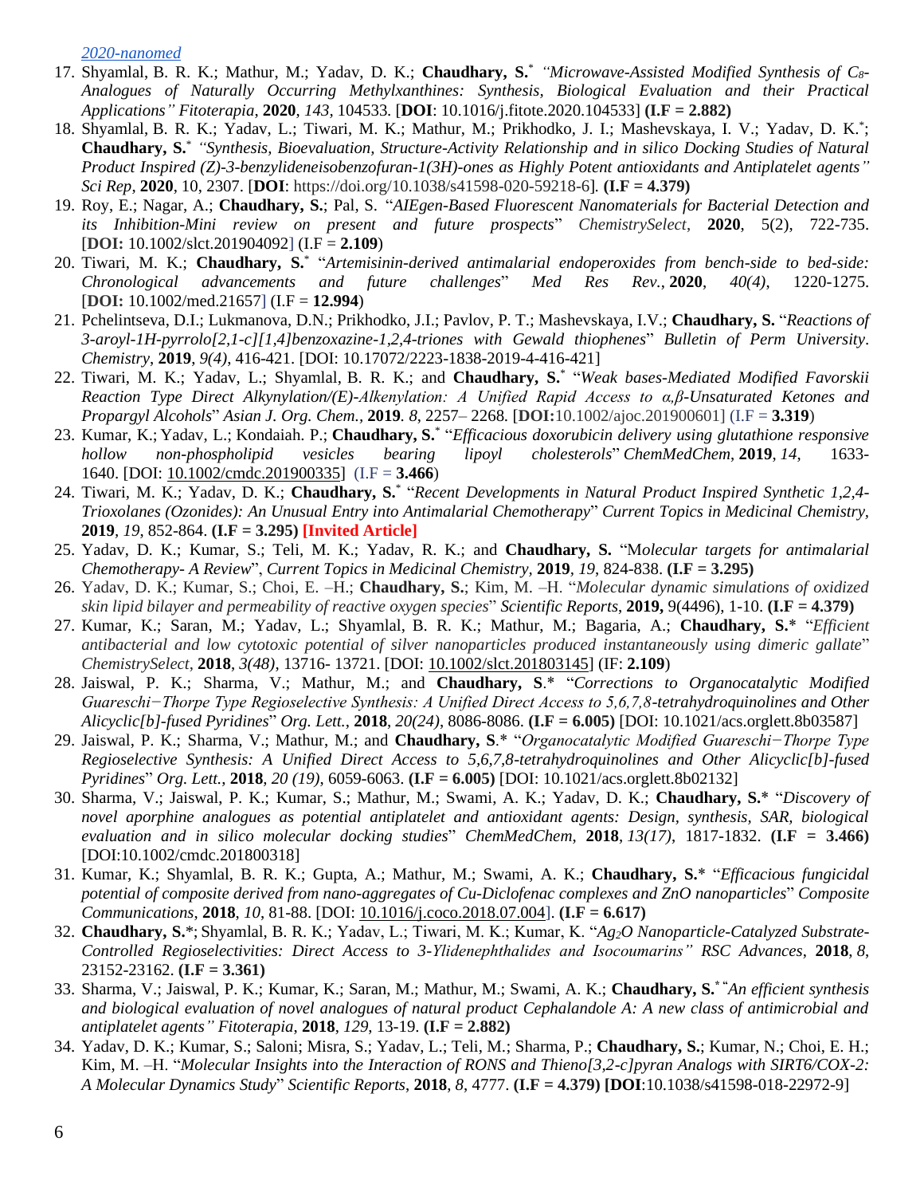*2020-nanomed*

17. Shyamlal, B. R. K.; Mathur, M.; Yadav, D. K.; **Chaudhary, S.*** *"Microwave-Assisted Modified Synthesis of $C_8$-Analogues of Naturally Occurring Methylxanthines: Synthesis, Biological Evaluation and their Practical Applications" Fitoterapia*, **2020**, *143*, 104533. [**DOI**: 10.1016/j.fitote.2020.104533] **(I.F = 2.882)**
18. Shyamlal, B. R. K.; Yadav, L.; Tiwari, M. K.; Mathur, M.; Prikhodko, J. I.; Mashevskaya, I. V.; Yadav, D. K.*; **Chaudhary, S.*** *"Synthesis, Bioevaluation, Structure-Activity Relationship and in silico Docking Studies of Natural Product Inspired (Z)-3-benzylideneisobenzofuran-1(3H)-ones as Highly Potent antioxidants and Antiplatelet agents" Sci Rep*, **2020**, 10, 2307. [**DOI**: https://doi.org/10.1038/s41598-020-59218-6]. **(I.F = 4.379)**
19. Roy, E.; Nagar, A.; **Chaudhary, S.**; Pal, S. "*AIEgen-Based Fluorescent Nanomaterials for Bacterial Detection and its Inhibition-Mini review on present and future prospects*" *ChemistrySelect*, **2020**, 5(2), 722-735. [**DOI:** 10.1002/slct.201904092] (I.F = **2.109**)
20. Tiwari, M. K.; **Chaudhary, S.*** "*Artemisinin-derived antimalarial endoperoxides from bench-side to bed-side: Chronological advancements and future challenges*" *Med Res Rev.*, **2020**, *40(4)*, 1220-1275. [**DOI:** 10.1002/med.21657] (I.F = **12.994**)
21. Pchelintseva, D.I.; Lukmanova, D.N.; Prikhodko, J.I.; Pavlov, P. T.; Mashevskaya, I.V.; **Chaudhary, S.** "*Reactions of 3-aroyl-1H-pyrrolo[2,1-c][1,4]benzoxazine-1,2,4-triones with Gewald thiophenes*" *Bulletin of Perm University. Chemistry*, **2019**, *9(4)*, 416-421. [DOI: 10.17072/2223-1838-2019-4-416-421]
22. Tiwari, M. K.; Yadav, L.; Shyamlal, B. R. K.; and **Chaudhary, S.*** "*Weak bases-Mediated Modified Favorskii Reaction Type Direct Alkynylation/(E)-Alkenylation: A Unified Rapid Access to α,β-Unsaturated Ketones and Propargyl Alcohols*" *Asian J. Org. Chem.*, **2019**. *8*, 2257– 2268. [**DOI:**10.1002/ajoc.201900601] (I.F = **3.319**)
23. Kumar, K.; Yadav, L.; Kondaiah. P.; **Chaudhary, S.*** "*Efficacious doxorubicin delivery using glutathione responsive hollow non-phospholipid vesicles bearing lipoyl cholesterols*" *ChemMedChem*, **2019**, *14*, 1633-1640. [DOI: 10.1002/cmdc.201900335] (I.F = **3.466**)
24. Tiwari, M. K.; Yadav, D. K.; **Chaudhary, S.*** "*Recent Developments in Natural Product Inspired Synthetic 1,2,4-Trioxolanes (Ozonides): An Unusual Entry into Antimalarial Chemotherapy*" *Current Topics in Medicinal Chemistry*, **2019**, *19*, 852-864. **(I.F = 3.295) [Invited Article]**
25. Yadav, D. K.; Kumar, S.; Teli, M. K.; Yadav, R. K.; and **Chaudhary, S.** "M*olecular targets for antimalarial Chemotherapy- A Review*", *Current Topics in Medicinal Chemistry*, **2019**, *19*, 824-838. **(I.F = 3.295)**
26. Yadav, D. K.; Kumar, S.; Choi, E. –H.; **Chaudhary, S.**; Kim, M. –H. "*Molecular dynamic simulations of oxidized skin lipid bilayer and permeability of reactive oxygen species*" *Scientific Reports*, **2019,** 9(4496), 1-10. **(I.F = 4.379)**
27. Kumar, K.; Saran, M.; Yadav, L.; Shyamlal, B. R. K.; Mathur, M.; Bagaria, A.; **Chaudhary, S.*** "*Efficient antibacterial and low cytotoxic potential of silver nanoparticles produced instantaneously using dimeric gallate*" *ChemistrySelect*, **2018**, *3(48)*, 13716- 13721. [DOI: 10.1002/slct.201803145] (IF: **2.109**)
28. Jaiswal, P. K.; Sharma, V.; Mathur, M.; and **Chaudhary, S**.* "*Corrections to Organocatalytic Modified Guareschi−Thorpe Type Regioselective Synthesis: A Unified Direct Access to 5,6,7,8-tetrahydroquinolines and Other Alicyclic[b]-fused Pyridines*" *Org. Lett.*, **2018**, *20(24)*, 8086-8086. **(I.F = 6.005)** [DOI: 10.1021/acs.orglett.8b03587]
29. Jaiswal, P. K.; Sharma, V.; Mathur, M.; and **Chaudhary, S**.* "*Organocatalytic Modified Guareschi−Thorpe Type Regioselective Synthesis: A Unified Direct Access to 5,6,7,8-tetrahydroquinolines and Other Alicyclic[b]-fused Pyridines*" *Org. Lett.*, **2018**, *20 (19)*, 6059-6063. **(I.F = 6.005)** [DOI: 10.1021/acs.orglett.8b02132]
30. Sharma, V.; Jaiswal, P. K.; Kumar, S.; Mathur, M.; Swami, A. K.; Yadav, D. K.; **Chaudhary, S.*** "*Discovery of novel aporphine analogues as potential antiplatelet and antioxidant agents: Design, synthesis, SAR, biological evaluation and in silico molecular docking studies*" *ChemMedChem*, **2018**, *13(17)*, 1817-1832. **(I.F = 3.466)** [DOI:10.1002/cmdc.201800318]
31. Kumar, K.; Shyamlal, B. R. K.; Gupta, A.; Mathur, M.; Swami, A. K.; **Chaudhary, S.*** "*Efficacious fungicidal potential of composite derived from nano-aggregates of Cu-Diclofenac complexes and ZnO nanoparticles*" *Composite Communications*, **2018**, *10*, 81-88. [DOI: 10.1016/j.coco.2018.07.004]. **(I.F = 6.617)**
32. **Chaudhary, S.***; Shyamlal, B. R. K.; Yadav, L.; Tiwari, M. K.; Kumar, K. "*$Ag_2O$ Nanoparticle-Catalyzed Substrate-Controlled Regioselectivities: Direct Access to 3-Ylidenephthalides and Isocoumarins" RSC Advances*, **2018**, *8*, 23152-23162. **(I.F = 3.361)**
33. Sharma, V.; Jaiswal, P. K.; Kumar, K.; Saran, M.; Mathur, M.; Swami, A. K.; **Chaudhary, S.*** "*An efficient synthesis and biological evaluation of novel analogues of natural product Cephalandole A: A new class of antimicrobial and antiplatelet agents" Fitoterapia*, **2018**, *129*, 13-19. **(I.F = 2.882)**
34. Yadav, D. K.; Kumar, S.; Saloni; Misra, S.; Yadav, L.; Teli, M.; Sharma, P.; **Chaudhary, S.**; Kumar, N.; Choi, E. H.; Kim, M. –H. "*Molecular Insights into the Interaction of RONS and Thieno[3,2-c]pyran Analogs with SIRT6/COX-2: A Molecular Dynamics Study*" *Scientific Reports*, **2018**, *8*, 4777. **(I.F = 4.379) [DOI**:10.1038/s41598-018-22972-9]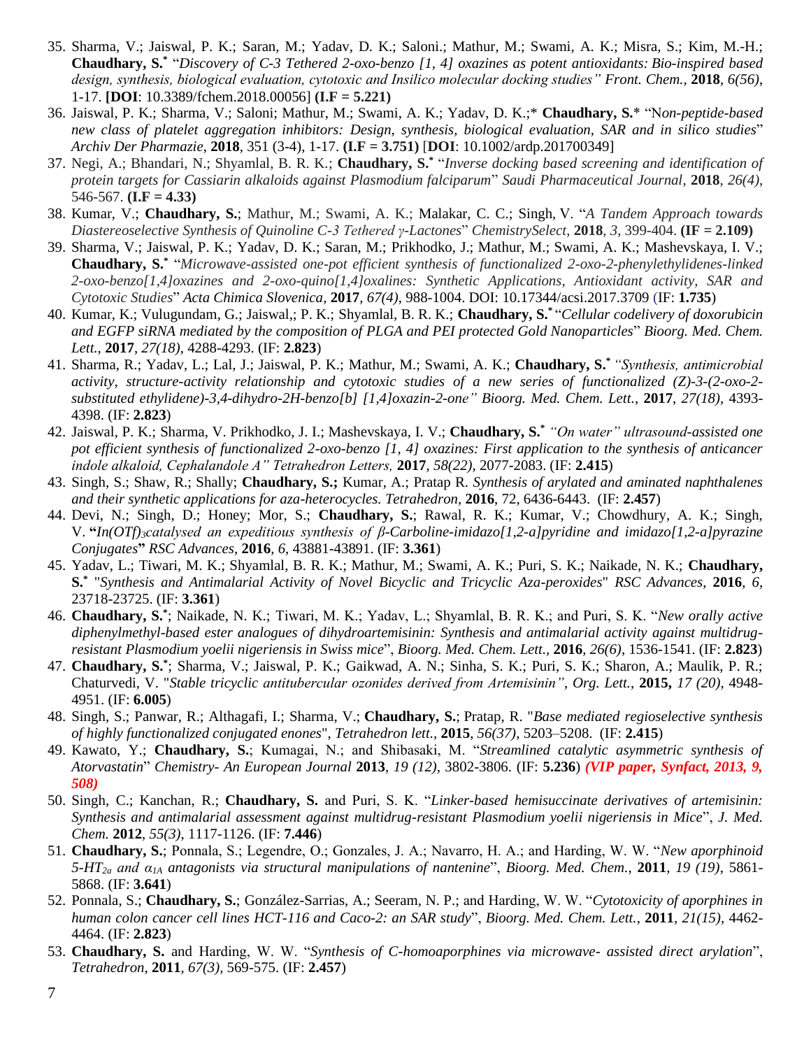35. Sharma, V.; Jaiswal, P. K.; Saran, M.; Yadav, D. K.; Saloni.; Mathur, M.; Swami, A. K.; Misra, S.; Kim, M.-H.; **Chaudhary, S.*** "*Discovery of C-3 Tethered 2-oxo-benzo [1, 4] oxazines as potent antioxidants: Bio-inspired based design, synthesis, biological evaluation, cytotoxic and Insilico molecular docking studies" Front. Chem.*, **2018**, *6(56)*, 1-17. **[DOI**: 10.3389/fchem.2018.00056] **(I.F = 5.221)**
36. Jaiswal, P. K.; Sharma, V.; Saloni; Mathur, M.; Swami, A. K.; Yadav, D. K.;* **Chaudhary, S.*** "N*on-peptide-based new class of platelet aggregation inhibitors: Design, synthesis, biological evaluation, SAR and in silico studies*" *Archiv Der Pharmazie*, **2018**, 351 (3-4), 1-17. **(I.F = 3.751)** [**DOI**: 10.1002/ardp.201700349]
37. Negi, A.; Bhandari, N.; Shyamlal, B. R. K.; **Chaudhary, S.*** "*Inverse docking based screening and identification of protein targets for Cassiarin alkaloids against Plasmodium falciparum*" *Saudi Pharmaceutical Journal*, **2018**, *26(4)*, 546-567. **(I.F = 4.33)**
38. Kumar, V.; **Chaudhary, S.**; Mathur, M.; Swami, A. K.; Malakar, C. C.; Singh, V. "*A Tandem Approach towards Diastereoselective Synthesis of Quinoline C-3 Tethered γ-Lactones*" *ChemistrySelect*, **2018**, *3*, 399-404. **(IF = 2.109)**
39. Sharma, V.; Jaiswal, P. K.; Yadav, D. K.; Saran, M.; Prikhodko, J.; Mathur, M.; Swami, A. K.; Mashevskaya, I. V.; **Chaudhary, S.*** "*Microwave-assisted one-pot efficient synthesis of functionalized 2-oxo-2-phenylethylidenes-linked 2-oxo-benzo[1,4]oxazines and 2-oxo-quino[1,4]oxalines: Synthetic Applications, Antioxidant activity, SAR and Cytotoxic Studies*" *Acta Chimica Slovenica*, **2017**, *67(4)*, 988-1004. DOI: 10.17344/acsi.2017.3709 (IF: **1.735**)
40. Kumar, K.; Vulugundam, G.; Jaiswal,; P. K.; Shyamlal, B. R. K.; **Chaudhary, S.*** "*Cellular codelivery of doxorubicin and EGFP siRNA mediated by the composition of PLGA and PEI protected Gold Nanoparticles*" *Bioorg. Med. Chem. Lett.*, **2017**, *27(18)*, 4288-4293. (IF: **2.823**)
41. Sharma, R.; Yadav, L.; Lal, J.; Jaiswal, P. K.; Mathur, M.; Swami, A. K.; **Chaudhary, S.*** *"Synthesis, antimicrobial activity, structure-activity relationship and cytotoxic studies of a new series of functionalized (Z)-3-(2-oxo-2-substituted ethylidene)-3,4-dihydro-2H-benzo[b] [1,4]oxazin-2-one" Bioorg. Med. Chem. Lett.*, **2017**, *27(18)*, 4393-4398. (IF: **2.823**)
42. Jaiswal, P. K.; Sharma, V. Prikhodko, J. I.; Mashevskaya, I. V.; **Chaudhary, S.*** *"On water" ultrasound-assisted one pot efficient synthesis of functionalized 2-oxo-benzo [1, 4] oxazines: First application to the synthesis of anticancer indole alkaloid, Cephalandole A" Tetrahedron Letters,* **2017**, *58(22)*, 2077-2083. (IF: **2.415**)
43. Singh, S.; Shaw, R.; Shally; **Chaudhary, S.;** Kumar, A.; Pratap R. *Synthesis of arylated and aminated naphthalenes and their synthetic applications for aza-heterocycles. Tetrahedron*, **2016**, 72, 6436-6443. (IF: **2.457**)
44. Devi, N.; Singh, D.; Honey; Mor, S.; **Chaudhary, S.**; Rawal, R. K.; Kumar, V.; Chowdhury, A. K.; Singh, V. **"***In(OTf)$_3$catalysed an expeditious synthesis of β-Carboline-imidazo[1,2-a]pyridine and imidazo[1,2-a]pyrazine Conjugates***"** *RSC Advances*, **2016**, *6*, 43881-43891. (IF: **3.361**)
45. Yadav, L.; Tiwari, M. K.; Shyamlal, B. R. K.; Mathur, M.; Swami, A. K.; Puri, S. K.; Naikade, N. K.; **Chaudhary, S.*** "*Synthesis and Antimalarial Activity of Novel Bicyclic and Tricyclic Aza-peroxides*" *RSC Advances*, **2016**, *6*, 23718-23725. (IF: **3.361**)
46. **Chaudhary, S.***; Naikade, N. K.; Tiwari, M. K.; Yadav, L.; Shyamlal, B. R. K.; and Puri, S. K. "*New orally active diphenylmethyl-based ester analogues of dihydroartemisinin: Synthesis and antimalarial activity against multidrug-resistant Plasmodium yoelii nigeriensis in Swiss mice*", *Bioorg. Med. Chem. Lett.*, **2016**, *26(6)*, 1536-1541. (IF: **2.823**)
47. **Chaudhary, S.***; Sharma, V.; Jaiswal, P. K.; Gaikwad, A. N.; Sinha, S. K.; Puri, S. K.; Sharon, A.; Maulik, P. R.; Chaturvedi, V. "*Stable tricyclic antitubercular ozonides derived from Artemisinin"*, *Org. Lett.*, **2015,** *17 (20)*, 4948-4951. (IF: **6.005**)
48. Singh, S.; Panwar, R.; Althagafi, I.; Sharma, V.; **Chaudhary, S.**; Pratap, R. "*Base mediated regioselective synthesis of highly functionalized conjugated enones*", *Tetrahedron lett.*, **2015**, *56(37)*, 5203–5208. (IF: **2.415**)
49. Kawato, Y.; **Chaudhary, S.**; Kumagai, N.; and Shibasaki, M. "*Streamlined catalytic asymmetric synthesis of Atorvastatin*" *Chemistry- An European Journal* **2013**, *19 (12)*, 3802-3806. (IF: **5.236**) ***(VIP paper, Synfact, 2013, 9, 508)***
50. Singh, C.; Kanchan, R.; **Chaudhary, S.** and Puri, S. K. "*Linker-based hemisuccinate derivatives of artemisinin: Synthesis and antimalarial assessment against multidrug-resistant Plasmodium yoelii nigeriensis in Mice*", *J. Med. Chem.* **2012**, *55(3)*, 1117-1126. (IF: **7.446**)
51. **Chaudhary, S.**; Ponnala, S.; Legendre, O.; Gonzales, J. A.; Navarro, H. A.; and Harding, W. W. "*New aporphinoid 5-HT$_{2a}$ and α$_{1A}$ antagonists via structural manipulations of nantenine*", *Bioorg. Med. Chem.*, **2011**, *19 (19)*, 5861-5868. (IF: **3.641**)
52. Ponnala, S.; **Chaudhary, S.**; González-Sarrias, A.; Seeram, N. P.; and Harding, W. W. "*Cytotoxicity of aporphines in human colon cancer cell lines HCT-116 and Caco-2: an SAR study*", *Bioorg. Med. Chem. Lett.*, **2011**, *21(15)*, 4462-4464. (IF: **2.823**)
53. **Chaudhary, S.** and Harding, W. W. "*Synthesis of C-homoaporphines via microwave- assisted direct arylation*", *Tetrahedron,* **2011**, *67(3)*, 569-575. (IF: **2.457**)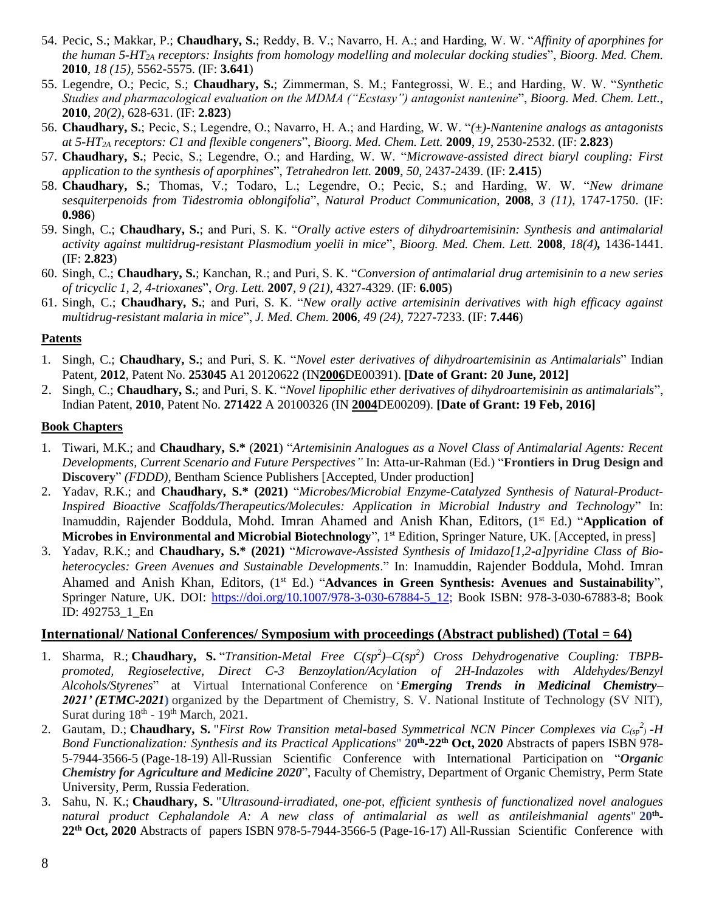54. Pecic, S.; Makkar, P.; **Chaudhary, S.**; Reddy, B. V.; Navarro, H. A.; and Harding, W. W. "*Affinity of aporphines for the human 5-HT$_{2A}$ receptors: Insights from homology modelling and molecular docking studies*", *Bioorg. Med. Chem.* **2010**, *18 (15)*, 5562-5575. (IF: **3.641**)
55. Legendre, O.; Pecic, S.; **Chaudhary, S.**; Zimmerman, S. M.; Fantegrossi, W. E.; and Harding, W. W. "*Synthetic Studies and pharmacological evaluation on the MDMA ("Ecstasy") antagonist nantenine*", *Bioorg. Med. Chem. Lett.*, **2010**, *20(2)*, 628-631. (IF: **2.823**)
56. **Chaudhary, S.**; Pecic, S.; Legendre, O.; Navarro, H. A.; and Harding, W. W. "*(±)-Nantenine analogs as antagonists at 5-HT$_{2A}$ receptors: C1 and flexible congeners*", *Bioorg. Med. Chem. Lett.* **2009**, *19*, 2530-2532. (IF: **2.823**)
57. **Chaudhary, S.**; Pecic, S.; Legendre, O.; and Harding, W. W. "*Microwave-assisted direct biaryl coupling: First application to the synthesis of aporphines*", *Tetrahedron lett.* **2009**, *50*, 2437-2439. (IF: **2.415**)
58. **Chaudhary, S.**; Thomas, V.; Todaro, L.; Legendre, O.; Pecic, S.; and Harding, W. W. "*New drimane sesquiterpenoids from Tidestromia oblongifolia*", *Natural Product Communication*, **2008**, *3 (11)*, 1747-1750. (IF: **0.986**)
59. Singh, C.; **Chaudhary, S.**; and Puri, S. K. "*Orally active esters of dihydroartemisinin: Synthesis and antimalarial activity against multidrug-resistant Plasmodium yoelii in mice*", *Bioorg. Med. Chem. Lett.* **2008**, *18(4)***,** 1436-1441. (IF: **2.823**)
60. Singh, C.; **Chaudhary, S.**; Kanchan, R.; and Puri, S. K. "*Conversion of antimalarial drug artemisinin to a new series of tricyclic 1, 2, 4-trioxanes*", *Org. Lett.* **2007**, *9 (21)*, 4327-4329. (IF: **6.005**)
61. Singh, C.; **Chaudhary, S.**; and Puri, S. K. "*New orally active artemisinin derivatives with high efficacy against multidrug-resistant malaria in mice*", *J. Med. Chem.* **2006**, *49 (24)*, 7227-7233. (IF: **7.446**)

## Patents

1. Singh, C.; **Chaudhary, S.**; and Puri, S. K. "*Novel ester derivatives of dihydroartemisinin as Antimalarials*" Indian Patent, **2012**, Patent No. **253045** A1 20120622 (IN**2006**DE00391). **[Date of Grant: 20 June, 2012]**
2. Singh, C.; **Chaudhary, S.**; and Puri, S. K. "*Novel lipophilic ether derivatives of dihydroartemisinin as antimalarials*", Indian Patent, **2010**, Patent No. **271422** A 20100326 (IN **2004**DE00209). **[Date of Grant: 19 Feb, 2016]**

## Book Chapters

1. Tiwari, M.K.; and **Chaudhary, S.*** (**2021**) "*Artemisinin Analogues as a Novel Class of Antimalarial Agents: Recent Developments, Current Scenario and Future Perspectives"* In: Atta-ur-Rahman (Ed.) "**Frontiers in Drug Design and Discovery**" *(FDDD)*, Bentham Science Publishers [Accepted, Under production]
2. Yadav, R.K.; and **Chaudhary, S.* (2021)** "*Microbes/Microbial Enzyme-Catalyzed Synthesis of Natural-Product-Inspired Bioactive Scaffolds/Therapeutics/Molecules: Application in Microbial Industry and Technology*" In: Inamuddin, Rajender Boddula, Mohd. Imran Ahamed and Anish Khan, Editors, (1st Ed.) "**Application of Microbes in Environmental and Microbial Biotechnology**", 1st Edition, Springer Nature, UK. [Accepted, in press]
3. Yadav, R.K.; and **Chaudhary, S.* (2021)** "*Microwave-Assisted Synthesis of Imidazo[1,2-a]pyridine Class of Bio-heterocycles: Green Avenues and Sustainable Developments*." In: Inamuddin, Rajender Boddula, Mohd. Imran Ahamed and Anish Khan, Editors, (1st Ed.) "**Advances in Green Synthesis: Avenues and Sustainability**", Springer Nature, UK. DOI: https://doi.org/10.1007/978-3-030-67884-5_12; Book ISBN: 978-3-030-67883-8; Book ID: 492753_1_En

## International/ National Conferences/ Symposium with proceedings (Abstract published) (Total = 64)

1. Sharma, R.; **Chaudhary, S.** "*Transition-Metal Free C(sp$^2$)–C(sp$^2$) Cross Dehydrogenative Coupling: TBPB-promoted, Regioselective, Direct C-3 Benzoylation/Acylation of 2H-Indazoles with Aldehydes/Benzyl Alcohols/Styrenes*" at Virtual International Conference on '***Emerging Trends in Medicinal Chemistry–2021' (ETMC-2021)*** organized by the Department of Chemistry, S. V. National Institute of Technology (SV NIT), Surat during 18th - 19th March, 2021.
2. Gautam, D.; **Chaudhary, S.** "*First Row Transition metal-based Symmetrical NCN Pincer Complexes via C$_{(sp^2)}$-H Bond Functionalization: Synthesis and its Practical Applications*" **20th-22th Oct, 2020** Abstracts of papers ISBN 978-5-7944-3566-5 (Page-18-19) All-Russian Scientific Conference with International Participation on "***Organic Chemistry for Agriculture and Medicine 2020***", Faculty of Chemistry, Department of Organic Chemistry, Perm State University, Perm, Russia Federation.
3. Sahu, N. K.; **Chaudhary, S.** "*Ultrasound-irradiated, one-pot, efficient synthesis of functionalized novel analogues natural product Cephalandole A: A new class of antimalarial as well as antileishmanial agents*" **20th-22th Oct, 2020** Abstracts of papers ISBN 978-5-7944-3566-5 (Page-16-17) All-Russian Scientific Conference with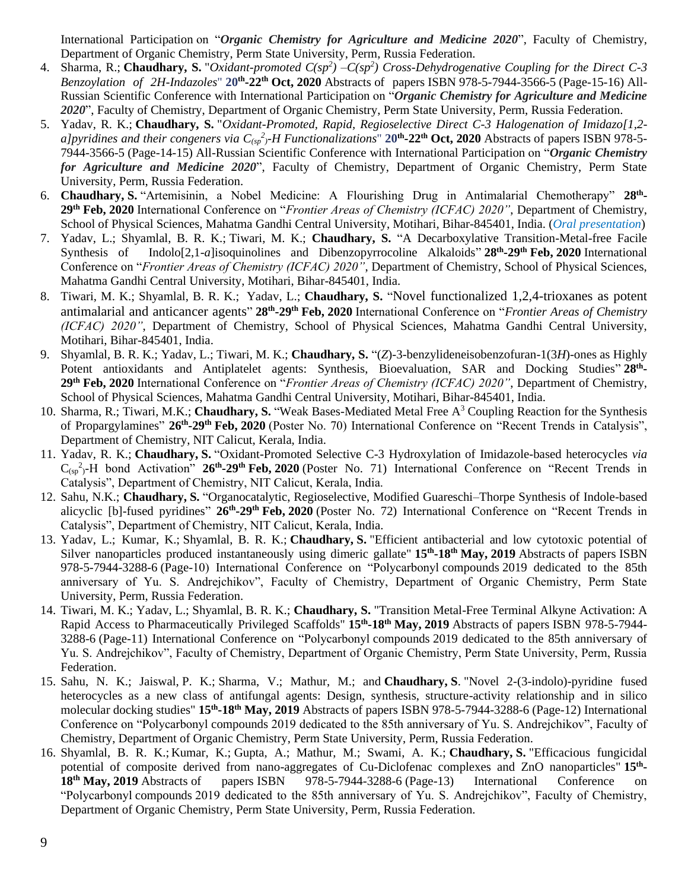International Participation on "***Organic Chemistry for Agriculture and Medicine 2020***", Faculty of Chemistry, Department of Organic Chemistry, Perm State University, Perm, Russia Federation.

4. Sharma, R.; **Chaudhary, S.** "*Oxidant-promoted $C(sp^2)$ –$C(sp^2)$ Cross-Dehydrogenative Coupling for the Direct C-3 Benzoylation of 2H-Indazoles*" **20th-22th Oct, 2020** Abstracts of papers ISBN 978-5-7944-3566-5 (Page-15-16) All-Russian Scientific Conference with International Participation on "***Organic Chemistry for Agriculture and Medicine 2020***", Faculty of Chemistry, Department of Organic Chemistry, Perm State University, Perm, Russia Federation.
5. Yadav, R. K.; **Chaudhary, S.** "*Oxidant-Promoted, Rapid, Regioselective Direct C-3 Halogenation of Imidazo[1,2-a]pyridines and their congeners via $C_{(sp^2)}$-H Functionalizations*" **20th-22th Oct, 2020** Abstracts of papers ISBN 978-5-7944-3566-5 (Page-14-15) All-Russian Scientific Conference with International Participation on "***Organic Chemistry for Agriculture and Medicine 2020***", Faculty of Chemistry, Department of Organic Chemistry, Perm State University, Perm, Russia Federation.
6. **Chaudhary, S.** "Artemisinin, a Nobel Medicine: A Flourishing Drug in Antimalarial Chemotherapy" **28th-29th Feb, 2020** International Conference on "*Frontier Areas of Chemistry (ICFAC) 2020"*, Department of Chemistry, School of Physical Sciences, Mahatma Gandhi Central University, Motihari, Bihar-845401, India. (*Oral presentation*)
7. Yadav, L.; Shyamlal, B. R. K.; Tiwari, M. K.; **Chaudhary, S.** "A Decarboxylative Transition-Metal-free Facile Synthesis of Indolo[2,1-*a*]isoquinolines and Dibenzopyrrocoline Alkaloids" **28th-29th Feb, 2020** International Conference on "*Frontier Areas of Chemistry (ICFAC) 2020"*, Department of Chemistry, School of Physical Sciences, Mahatma Gandhi Central University, Motihari, Bihar-845401, India.
8. Tiwari, M. K.; Shyamlal, B. R. K.; Yadav, L.; **Chaudhary, S.** "Novel functionalized 1,2,4-trioxanes as potent antimalarial and anticancer agents" **28th-29th Feb, 2020** International Conference on "*Frontier Areas of Chemistry (ICFAC) 2020"*, Department of Chemistry, School of Physical Sciences, Mahatma Gandhi Central University, Motihari, Bihar-845401, India.
9. Shyamlal, B. R. K.; Yadav, L.; Tiwari, M. K.; **Chaudhary, S.** "(*Z*)-3-benzylideneisobenzofuran-1(3*H*)-ones as Highly Potent antioxidants and Antiplatelet agents: Synthesis, Bioevaluation, SAR and Docking Studies" **28th-29th Feb, 2020** International Conference on "*Frontier Areas of Chemistry (ICFAC) 2020"*, Department of Chemistry, School of Physical Sciences, Mahatma Gandhi Central University, Motihari, Bihar-845401, India.
10. Sharma, R.; Tiwari, M.K.; **Chaudhary, S.** "Weak Bases-Mediated Metal Free $A^3$ Coupling Reaction for the Synthesis of Propargylamines" **26th-29th Feb, 2020** (Poster No. 70) International Conference on "Recent Trends in Catalysis", Department of Chemistry, NIT Calicut, Kerala, India.
11. Yadav, R. K.; **Chaudhary, S.** "Oxidant-Promoted Selective C-3 Hydroxylation of Imidazole-based heterocycles *via* $C_{(sp^2)}$-H bond Activation" **26th-29th Feb, 2020** (Poster No. 71) International Conference on "Recent Trends in Catalysis", Department of Chemistry, NIT Calicut, Kerala, India.
12. Sahu, N.K.; **Chaudhary, S.** "Organocatalytic, Regioselective, Modified Guareschi–Thorpe Synthesis of Indole-based alicyclic [b]-fused pyridines" **26th-29th Feb, 2020** (Poster No. 72) International Conference on "Recent Trends in Catalysis", Department of Chemistry, NIT Calicut, Kerala, India.
13. Yadav, L.; Kumar, K.; Shyamlal, B. R. K.; **Chaudhary, S.** "Efficient antibacterial and low cytotoxic potential of Silver nanoparticles produced instantaneously using dimeric gallate" **15th-18th May, 2019** Abstracts of papers ISBN 978-5-7944-3288-6 (Page-10) International Conference on "Polycarbonyl compounds 2019 dedicated to the 85th anniversary of Yu. S. Andrejchikov", Faculty of Chemistry, Department of Organic Chemistry, Perm State University, Perm, Russia Federation.
14. Tiwari, M. K.; Yadav, L.; Shyamlal, B. R. K.; **Chaudhary, S.** "Transition Metal-Free Terminal Alkyne Activation: A Rapid Access to Pharmaceutically Privileged Scaffolds" **15th-18th May, 2019** Abstracts of papers ISBN 978-5-7944-3288-6 (Page-11) International Conference on "Polycarbonyl compounds 2019 dedicated to the 85th anniversary of Yu. S. Andrejchikov", Faculty of Chemistry, Department of Organic Chemistry, Perm State University, Perm, Russia Federation.
15. Sahu, N. K.; Jaiswal, P. K.; Sharma, V.; Mathur, M.; and **Chaudhary, S**. "Novel 2-(3-indolo)-pyridine fused heterocycles as a new class of antifungal agents: Design, synthesis, structure-activity relationship and in silico molecular docking studies" **15th-18th May, 2019** Abstracts of papers ISBN 978-5-7944-3288-6 (Page-12) International Conference on "Polycarbonyl compounds 2019 dedicated to the 85th anniversary of Yu. S. Andrejchikov", Faculty of Chemistry, Department of Organic Chemistry, Perm State University, Perm, Russia Federation.
16. Shyamlal, B. R. K.; Kumar, K.; Gupta, A.; Mathur, M.; Swami, A. K.; **Chaudhary, S.** "Efficacious fungicidal potential of composite derived from nano-aggregates of Cu-Diclofenac complexes and ZnO nanoparticles" **15th-18th May, 2019** Abstracts of papers ISBN 978-5-7944-3288-6 (Page-13) International Conference on "Polycarbonyl compounds 2019 dedicated to the 85th anniversary of Yu. S. Andrejchikov", Faculty of Chemistry, Department of Organic Chemistry, Perm State University, Perm, Russia Federation.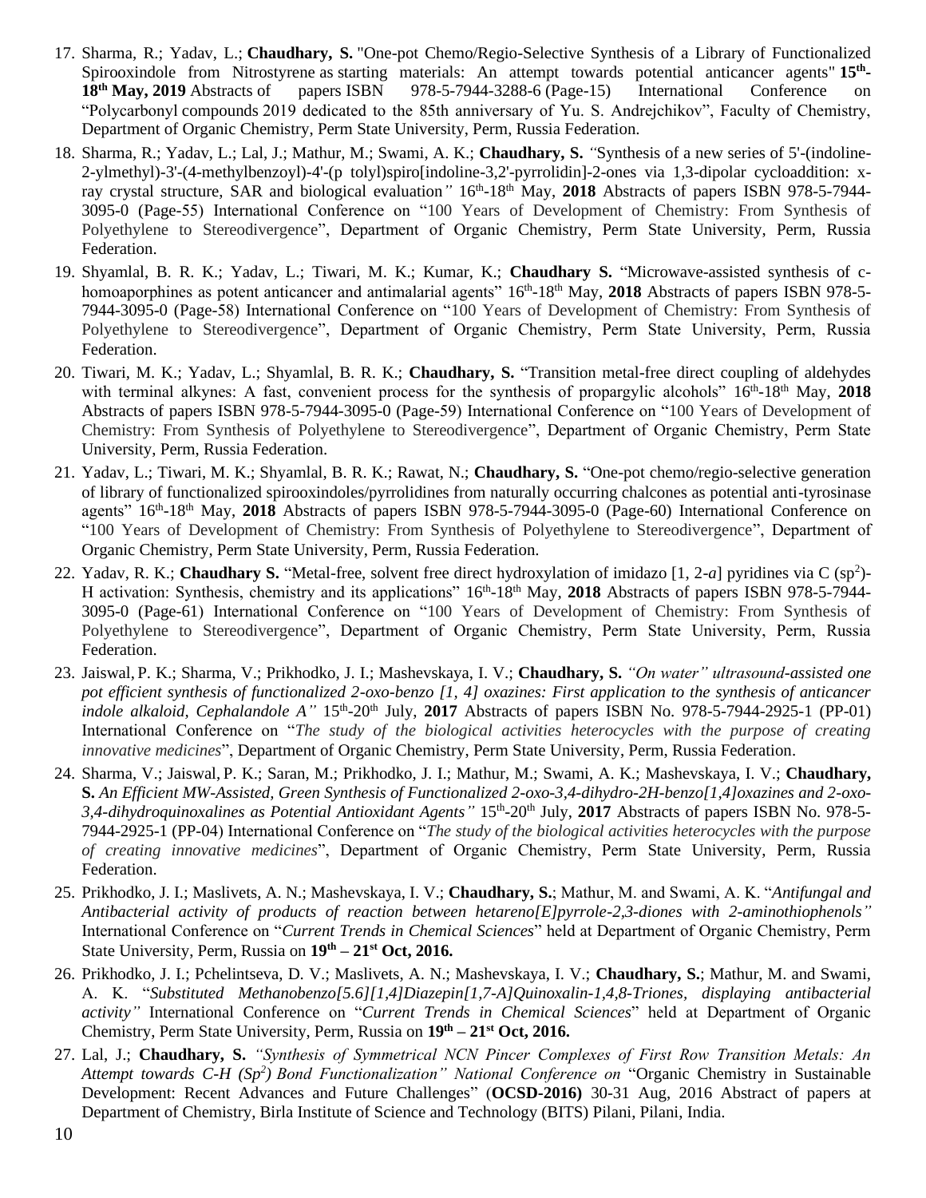17. Sharma, R.; Yadav, L.; **Chaudhary, S.** "One-pot Chemo/Regio-Selective Synthesis of a Library of Functionalized Spirooxindole from Nitrostyrene as starting materials: An attempt towards potential anticancer agents" **15th-18th May, 2019** Abstracts of papers ISBN 978-5-7944-3288-6 (Page-15) International Conference on "Polycarbonyl compounds 2019 dedicated to the 85th anniversary of Yu. S. Andrejchikov", Faculty of Chemistry, Department of Organic Chemistry, Perm State University, Perm, Russia Federation.
18. Sharma, R.; Yadav, L.; Lal, J.; Mathur, M.; Swami, A. K.; **Chaudhary, S.** *"*Synthesis of a new series of 5'-(indoline-2-ylmethyl)-3'-(4-methylbenzoyl)-4'-(p tolyl)spiro[indoline-3,2'-pyrrolidin]-2-ones via 1,3-dipolar cycloaddition: x-ray crystal structure, SAR and biological evaluation*"* 16th-18th May, **2018** Abstracts of papers ISBN 978-5-7944-3095-0 (Page-55) International Conference on "100 Years of Development of Chemistry: From Synthesis of Polyethylene to Stereodivergence", Department of Organic Chemistry, Perm State University, Perm, Russia Federation.
19. Shyamlal, B. R. K.; Yadav, L.; Tiwari, M. K.; Kumar, K.; **Chaudhary S.** "Microwave-assisted synthesis of c-homoaporphines as potent anticancer and antimalarial agents" 16th-18th May, **2018** Abstracts of papers ISBN 978-5-7944-3095-0 (Page-58) International Conference on "100 Years of Development of Chemistry: From Synthesis of Polyethylene to Stereodivergence", Department of Organic Chemistry, Perm State University, Perm, Russia Federation.
20. Tiwari, M. K.; Yadav, L.; Shyamlal, B. R. K.; **Chaudhary, S.** "Transition metal-free direct coupling of aldehydes with terminal alkynes: A fast, convenient process for the synthesis of propargylic alcohols" 16th-18th May, **2018** Abstracts of papers ISBN 978-5-7944-3095-0 (Page-59) International Conference on "100 Years of Development of Chemistry: From Synthesis of Polyethylene to Stereodivergence", Department of Organic Chemistry, Perm State University, Perm, Russia Federation.
21. Yadav, L.; Tiwari, M. K.; Shyamlal, B. R. K.; Rawat, N.; **Chaudhary, S.** "One-pot chemo/regio-selective generation of library of functionalized spirooxindoles/pyrrolidines from naturally occurring chalcones as potential anti-tyrosinase agents" 16th-18th May, **2018** Abstracts of papers ISBN 978-5-7944-3095-0 (Page-60) International Conference on "100 Years of Development of Chemistry: From Synthesis of Polyethylene to Stereodivergence", Department of Organic Chemistry, Perm State University, Perm, Russia Federation.
22. Yadav, R. K.; **Chaudhary S.** "Metal-free, solvent free direct hydroxylation of imidazo [1, 2-*a*] pyridines via C ($sp^2$)-H activation: Synthesis, chemistry and its applications" 16th-18th May, **2018** Abstracts of papers ISBN 978-5-7944-3095-0 (Page-61) International Conference on "100 Years of Development of Chemistry: From Synthesis of Polyethylene to Stereodivergence", Department of Organic Chemistry, Perm State University, Perm, Russia Federation.
23. Jaiswal, P. K.; Sharma, V.; Prikhodko, J. I.; Mashevskaya, I. V.; **Chaudhary, S.** *"On water" ultrasound-assisted one pot efficient synthesis of functionalized 2-oxo-benzo [1, 4] oxazines: First application to the synthesis of anticancer indole alkaloid, Cephalandole A"* 15th-20th July, **2017** Abstracts of papers ISBN No. 978-5-7944-2925-1 (PP-01) International Conference on "*The study of the biological activities heterocycles with the purpose of creating innovative medicines*", Department of Organic Chemistry, Perm State University, Perm, Russia Federation.
24. Sharma, V.; Jaiswal, P. K.; Saran, M.; Prikhodko, J. I.; Mathur, M.; Swami, A. K.; Mashevskaya, I. V.; **Chaudhary, S.** *An Efficient MW-Assisted, Green Synthesis of Functionalized 2-oxo-3,4-dihydro-2H-benzo[1,4]oxazines and 2-oxo-3,4-dihydroquinoxalines as Potential Antioxidant Agents"* 15th-20th July, **2017** Abstracts of papers ISBN No. 978-5-7944-2925-1 (PP-04) International Conference on "*The study of the biological activities heterocycles with the purpose of creating innovative medicines*", Department of Organic Chemistry, Perm State University, Perm, Russia Federation.
25. Prikhodko, J. I.; Maslivets, A. N.; Mashevskaya, I. V.; **Chaudhary, S.**; Mathur, M. and Swami, A. K. "*Antifungal and Antibacterial activity of products of reaction between hetareno[E]pyrrole-2,3-diones with 2-aminothiophenols"* International Conference on "*Current Trends in Chemical Sciences*" held at Department of Organic Chemistry, Perm State University, Perm, Russia on **19th – 21st Oct, 2016.**
26. Prikhodko, J. I.; Pchelintseva, D. V.; Maslivets, A. N.; Mashevskaya, I. V.; **Chaudhary, S.**; Mathur, M. and Swami, A. K. "*Substituted Methanobenzo[5.6][1,4]Diazepin[1,7-A]Quinoxalin-1,4,8-Triones, displaying antibacterial activity"* International Conference on "*Current Trends in Chemical Sciences*" held at Department of Organic Chemistry, Perm State University, Perm, Russia on **19th – 21st Oct, 2016.**
27. Lal, J.; **Chaudhary, S.** *"Synthesis of Symmetrical NCN Pincer Complexes of First Row Transition Metals: An Attempt towards C-H ($Sp^2$) Bond Functionalization" National Conference on* "Organic Chemistry in Sustainable Development: Recent Advances and Future Challenges" (**OCSD-2016)** 30-31 Aug, 2016 Abstract of papers at Department of Chemistry, Birla Institute of Science and Technology (BITS) Pilani, Pilani, India.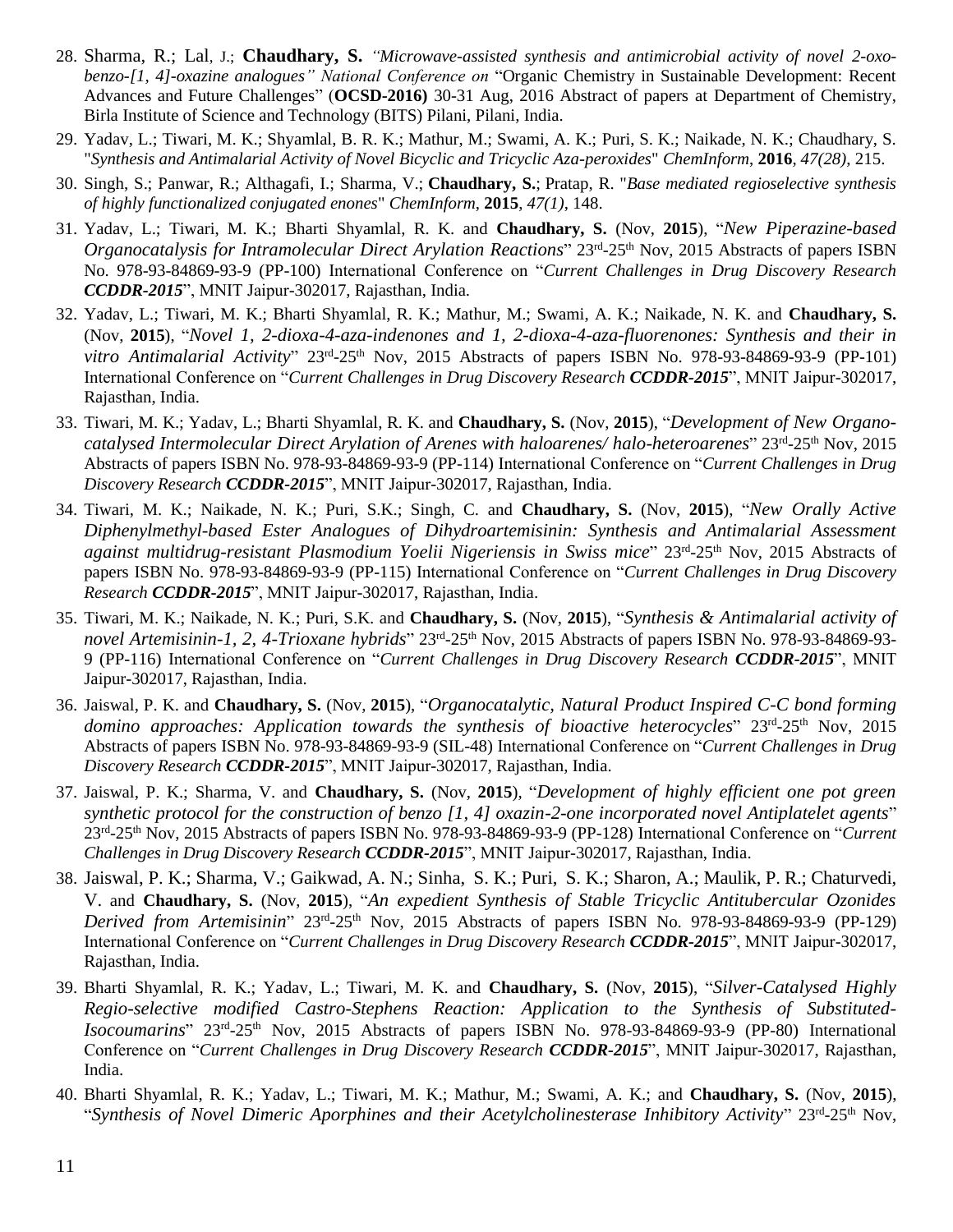28. Sharma, R.; Lal, J.; **Chaudhary, S.** *"Microwave-assisted synthesis and antimicrobial activity of novel 2-oxo-benzo-[1, 4]-oxazine analogues" National Conference on* "Organic Chemistry in Sustainable Development: Recent Advances and Future Challenges" (**OCSD-2016)** 30-31 Aug, 2016 Abstract of papers at Department of Chemistry, Birla Institute of Science and Technology (BITS) Pilani, Pilani, India.

29. Yadav, L.; Tiwari, M. K.; Shyamlal, B. R. K.; Mathur, M.; Swami, A. K.; Puri, S. K.; Naikade, N. K.; Chaudhary, S. "*Synthesis and Antimalarial Activity of Novel Bicyclic and Tricyclic Aza-peroxides*" *ChemInform*, **2016**, *47(28)*, 215.

30. Singh, S.; Panwar, R.; Althagafi, I.; Sharma, V.; **Chaudhary, S.**; Pratap, R. "*Base mediated regioselective synthesis of highly functionalized conjugated enones*" *ChemInform*, **2015**, *47(1)*, 148.

31. Yadav, L.; Tiwari, M. K.; Bharti Shyamlal, R. K. and **Chaudhary, S.** (Nov, **2015**), "*New Piperazine-based Organocatalysis for Intramolecular Direct Arylation Reactions*" 23rd-25th Nov, 2015 Abstracts of papers ISBN No. 978-93-84869-93-9 (PP-100) International Conference on "*Current Challenges in Drug Discovery Research **CCDDR-2015***", MNIT Jaipur-302017, Rajasthan, India.

32. Yadav, L.; Tiwari, M. K.; Bharti Shyamlal, R. K.; Mathur, M.; Swami, A. K.; Naikade, N. K. and **Chaudhary, S.** (Nov, **2015**), "*Novel 1, 2-dioxa-4-aza-indenones and 1, 2-dioxa-4-aza-fluorenones: Synthesis and their in vitro Antimalarial Activity*" 23rd-25th Nov, 2015 Abstracts of papers ISBN No. 978-93-84869-93-9 (PP-101) International Conference on "*Current Challenges in Drug Discovery Research **CCDDR-2015***", MNIT Jaipur-302017, Rajasthan, India.

33. Tiwari, M. K.; Yadav, L.; Bharti Shyamlal, R. K. and **Chaudhary, S.** (Nov, **2015**), "*Development of New Organo-catalysed Intermolecular Direct Arylation of Arenes with haloarenes/ halo-heteroarenes*" 23rd-25th Nov, 2015 Abstracts of papers ISBN No. 978-93-84869-93-9 (PP-114) International Conference on "*Current Challenges in Drug Discovery Research **CCDDR-2015***", MNIT Jaipur-302017, Rajasthan, India.

34. Tiwari, M. K.; Naikade, N. K.; Puri, S.K.; Singh, C. and **Chaudhary, S.** (Nov, **2015**), "*New Orally Active Diphenylmethyl-based Ester Analogues of Dihydroartemisinin: Synthesis and Antimalarial Assessment against multidrug-resistant Plasmodium Yoelii Nigeriensis in Swiss mice*" 23rd-25th Nov, 2015 Abstracts of papers ISBN No. 978-93-84869-93-9 (PP-115) International Conference on "*Current Challenges in Drug Discovery Research **CCDDR-2015***", MNIT Jaipur-302017, Rajasthan, India.

35. Tiwari, M. K.; Naikade, N. K.; Puri, S.K. and **Chaudhary, S.** (Nov, **2015**), "*Synthesis & Antimalarial activity of novel Artemisinin-1, 2, 4-Trioxane hybrids*" 23rd-25th Nov, 2015 Abstracts of papers ISBN No. 978-93-84869-93-9 (PP-116) International Conference on "*Current Challenges in Drug Discovery Research **CCDDR-2015***", MNIT Jaipur-302017, Rajasthan, India.

36. Jaiswal, P. K. and **Chaudhary, S.** (Nov, **2015**), "*Organocatalytic, Natural Product Inspired C-C bond forming domino approaches: Application towards the synthesis of bioactive heterocycles*" 23rd-25th Nov, 2015 Abstracts of papers ISBN No. 978-93-84869-93-9 (SIL-48) International Conference on "*Current Challenges in Drug Discovery Research **CCDDR-2015***", MNIT Jaipur-302017, Rajasthan, India.

37. Jaiswal, P. K.; Sharma, V. and **Chaudhary, S.** (Nov, **2015**), "*Development of highly efficient one pot green synthetic protocol for the construction of benzo [1, 4] oxazin-2-one incorporated novel Antiplatelet agents*" 23rd-25th Nov, 2015 Abstracts of papers ISBN No. 978-93-84869-93-9 (PP-128) International Conference on "*Current Challenges in Drug Discovery Research **CCDDR-2015***", MNIT Jaipur-302017, Rajasthan, India.

38. Jaiswal, P. K.; Sharma, V.; Gaikwad, A. N.; Sinha, S. K.; Puri, S. K.; Sharon, A.; Maulik, P. R.; Chaturvedi, V. and **Chaudhary, S.** (Nov, **2015**), "*An expedient Synthesis of Stable Tricyclic Antitubercular Ozonides Derived from Artemisinin*" 23rd-25th Nov, 2015 Abstracts of papers ISBN No. 978-93-84869-93-9 (PP-129) International Conference on "*Current Challenges in Drug Discovery Research **CCDDR-2015***", MNIT Jaipur-302017, Rajasthan, India.

39. Bharti Shyamlal, R. K.; Yadav, L.; Tiwari, M. K. and **Chaudhary, S.** (Nov, **2015**), "*Silver-Catalysed Highly Regio-selective modified Castro-Stephens Reaction: Application to the Synthesis of Substituted-Isocoumarins*" 23rd-25th Nov, 2015 Abstracts of papers ISBN No. 978-93-84869-93-9 (PP-80) International Conference on "*Current Challenges in Drug Discovery Research **CCDDR-2015***", MNIT Jaipur-302017, Rajasthan, India.

40. Bharti Shyamlal, R. K.; Yadav, L.; Tiwari, M. K.; Mathur, M.; Swami, A. K.; and **Chaudhary, S.** (Nov, **2015**), "*Synthesis of Novel Dimeric Aporphines and their Acetylcholinesterase Inhibitory Activity*" 23rd-25th Nov,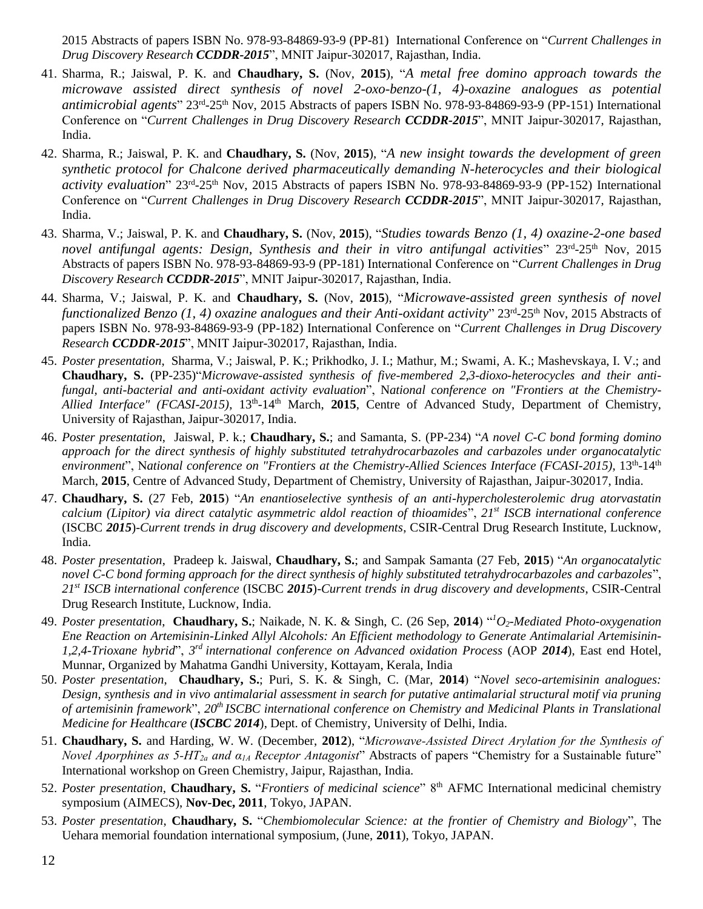2015 Abstracts of papers ISBN No. 978-93-84869-93-9 (PP-81) International Conference on "*Current Challenges in Drug Discovery Research **CCDDR-2015***", MNIT Jaipur-302017, Rajasthan, India.

41. Sharma, R.; Jaiswal, P. K. and **Chaudhary, S.** (Nov, **2015**), "*A metal free domino approach towards the microwave assisted direct synthesis of novel 2-oxo-benzo-(1, 4)-oxazine analogues as potential antimicrobial agents*" 23rd-25th Nov, 2015 Abstracts of papers ISBN No. 978-93-84869-93-9 (PP-151) International Conference on "*Current Challenges in Drug Discovery Research **CCDDR-2015***", MNIT Jaipur-302017, Rajasthan, India.

42. Sharma, R.; Jaiswal, P. K. and **Chaudhary, S.** (Nov, **2015**), "*A new insight towards the development of green synthetic protocol for Chalcone derived pharmaceutically demanding N-heterocycles and their biological activity evaluation*" 23rd-25th Nov, 2015 Abstracts of papers ISBN No. 978-93-84869-93-9 (PP-152) International Conference on "*Current Challenges in Drug Discovery Research **CCDDR-2015***", MNIT Jaipur-302017, Rajasthan, India.

43. Sharma, V.; Jaiswal, P. K. and **Chaudhary, S.** (Nov, **2015**), "*Studies towards Benzo (1, 4) oxazine-2-one based novel antifungal agents: Design, Synthesis and their in vitro antifungal activities*" 23rd-25th Nov, 2015 Abstracts of papers ISBN No. 978-93-84869-93-9 (PP-181) International Conference on "*Current Challenges in Drug Discovery Research **CCDDR-2015***", MNIT Jaipur-302017, Rajasthan, India.

44. Sharma, V.; Jaiswal, P. K. and **Chaudhary, S.** (Nov, **2015**), "*Microwave-assisted green synthesis of novel functionalized Benzo (1, 4) oxazine analogues and their Anti-oxidant activity*" 23rd-25th Nov, 2015 Abstracts of papers ISBN No. 978-93-84869-93-9 (PP-182) International Conference on "*Current Challenges in Drug Discovery Research **CCDDR-2015***", MNIT Jaipur-302017, Rajasthan, India.

45. *Poster presentation*, Sharma, V.; Jaiswal, P. K.; Prikhodko, J. I.; Mathur, M.; Swami, A. K.; Mashevskaya, I. V.; and **Chaudhary, S.** (PP-235)"*Microwave-assisted synthesis of five-membered 2,3-dioxo-heterocycles and their anti-fungal, anti-bacterial and anti-oxidant activity evaluation*", N*ational conference on "Frontiers at the Chemistry-Allied Interface" (FCASI-2015)*, 13th-14th March, **2015**, Centre of Advanced Study, Department of Chemistry, University of Rajasthan, Jaipur-302017, India.

46. *Poster presentation*, Jaiswal, P. k.; **Chaudhary, S.**; and Samanta, S. (PP-234) "*A novel C-C bond forming domino approach for the direct synthesis of highly substituted tetrahydrocarbazoles and carbazoles under organocatalytic environment*", N*ational conference on "Frontiers at the Chemistry-Allied Sciences Interface (FCASI-2015)*, 13th-14th March, **2015**, Centre of Advanced Study, Department of Chemistry, University of Rajasthan, Jaipur-302017, India.

47. **Chaudhary, S.** (27 Feb, **2015**) "*An enantioselective synthesis of an anti-hypercholesterolemic drug atorvastatin calcium (Lipitor) via direct catalytic asymmetric aldol reaction of thioamides*", *21st ISCB international conference* (ISCBC ***2015***)-*Current trends in drug discovery and developments*, CSIR-Central Drug Research Institute, Lucknow, India.

48. *Poster presentation*, Pradeep k. Jaiswal, **Chaudhary, S.**; and Sampak Samanta (27 Feb, **2015**) "*An organocatalytic novel C-C bond forming approach for the direct synthesis of highly substituted tetrahydrocarbazoles and carbazoles*", *21st ISCB international conference* (ISCBC ***2015***)-*Current trends in drug discovery and developments*, CSIR-Central Drug Research Institute, Lucknow, India.

49. *Poster presentation*, **Chaudhary, S.**; Naikade, N. K. & Singh, C. (26 Sep, **2014**) "*$^1O_2$-Mediated Photo-oxygenation Ene Reaction on Artemisinin-Linked Allyl Alcohols: An Efficient methodology to Generate Antimalarial Artemisinin-1,2,4-Trioxane hybrid*", *3rd international conference on Advanced oxidation Process* (AOP ***2014***), East end Hotel, Munnar, Organized by Mahatma Gandhi University, Kottayam, Kerala, India

50. *Poster presentation*, **Chaudhary, S.**; Puri, S. K. & Singh, C. (Mar, **2014**) "*Novel seco-artemisinin analogues: Design, synthesis and in vivo antimalarial assessment in search for putative antimalarial structural motif via pruning of artemisinin framework*", *20th ISCBC international conference on Chemistry and Medicinal Plants in Translational Medicine for Healthcare* (***ISCBC 2014***), Dept. of Chemistry, University of Delhi, India.

51. **Chaudhary, S.** and Harding, W. W. (December, **2012**), "*Microwave-Assisted Direct Arylation for the Synthesis of Novel Aporphines as 5-$HT_{2a}$ and $\alpha_{1A}$ Receptor Antagonist*" Abstracts of papers "Chemistry for a Sustainable future" International workshop on Green Chemistry, Jaipur, Rajasthan, India.

52. *Poster presentation*, **Chaudhary, S.** "*Frontiers of medicinal science*" 8th AFMC International medicinal chemistry symposium (AIMECS), **Nov-Dec, 2011**, Tokyo, JAPAN.

53. *Poster presentation*, **Chaudhary, S.** "*Chembiomolecular Science: at the frontier of Chemistry and Biology*", The Uehara memorial foundation international symposium, (June, **2011**), Tokyo, JAPAN.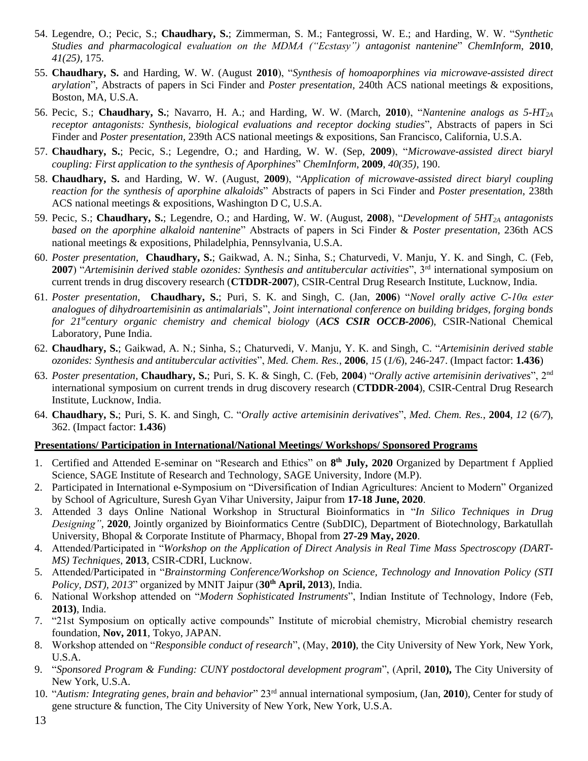54. Legendre, O.; Pecic, S.; **Chaudhary, S.**; Zimmerman, S. M.; Fantegrossi, W. E.; and Harding, W. W. "*Synthetic Studies and pharmacological evaluation on the MDMA ("Ecstasy") antagonist nantenine*" *ChemInform*, **2010**, *41(25)*, 175.
55. **Chaudhary, S.** and Harding, W. W. (August **2010**), "*Synthesis of homoaporphines via microwave-assisted direct arylation*", Abstracts of papers in Sci Finder and *Poster presentation,* 240th ACS national meetings & expositions, Boston, MA, U.S.A.
56. Pecic, S.; **Chaudhary, S.**; Navarro, H. A.; and Harding, W. W. (March, **2010**), "*Nantenine analogs as 5-HT$_{2A}$ receptor antagonists: Synthesis, biological evaluations and receptor docking studies*", Abstracts of papers in Sci Finder and *Poster presentation,* 239th ACS national meetings & expositions, San Francisco, California, U.S.A.
57. **Chaudhary, S.**; Pecic, S.; Legendre, O.; and Harding, W. W. (Sep, **2009**), "*Microwave-assisted direct biaryl coupling: First application to the synthesis of Aporphines*" *ChemInform*, **2009**, *40(35)*, 190.
58. **Chaudhary, S.** and Harding, W. W. (August, **2009**), "*Application of microwave-assisted direct biaryl coupling reaction for the synthesis of aporphine alkaloids*" Abstracts of papers in Sci Finder and *Poster presentation*, 238th ACS national meetings & expositions, Washington D C, U.S.A.
59. Pecic, S.; **Chaudhary, S.**; Legendre, O.; and Harding, W. W. (August, **2008**), "*Development of 5HT$_{2A}$ antagonists based on the aporphine alkaloid nantenine*" Abstracts of papers in Sci Finder & *Poster presentation*, 236th ACS national meetings & expositions, Philadelphia, Pennsylvania, U.S.A.
60. *Poster presentation*, **Chaudhary, S.**; Gaikwad, A. N.; Sinha, S.; Chaturvedi, V. Manju, Y. K. and Singh, C. (Feb, **2007**) "*Artemisinin derived stable ozonides: Synthesis and antitubercular activities*", 3[rd] international symposium on current trends in drug discovery research (**CTDDR-2007**), CSIR-Central Drug Research Institute, Lucknow, India.
61. *Poster presentation*, **Chaudhary, S.**; Puri, S. K. and Singh, C. (Jan, **2006**) "*Novel orally active C-10α ester analogues of dihydroartemisinin as antimalarials*", *Joint international conference on building bridges, forging bonds for 21[st] century organic chemistry and chemical biology* (***ACS CSIR OCCB-2006***), CSIR-National Chemical Laboratory, Pune India.
62. **Chaudhary, S.**; Gaikwad, A. N.; Sinha, S.; Chaturvedi, V. Manju, Y. K. and Singh, C. "*Artemisinin derived stable ozonides: Synthesis and antitubercular activities*", *Med. Chem. Res.*, **2006**, *15* (*1/6*), 246-247. (Impact factor: **1.436**)
63. *Poster presentation*, **Chaudhary, S.**; Puri, S. K. & Singh, C. (Feb, **2004**) "*Orally active artemisinin derivatives*", 2[nd] international symposium on current trends in drug discovery research (**CTDDR-2004**), CSIR-Central Drug Research Institute, Lucknow, India.
64. **Chaudhary, S.**; Puri, S. K. and Singh, C. "*Orally active artemisinin derivatives*", *Med. Chem. Res.*, **2004**, *12* (*6/7*), 362. (Impact factor: **1.436**)

**Presentations/ Participation in International/National Meetings/ Workshops/ Sponsored Programs**

1. Certified and Attended E-seminar on "Research and Ethics" on **8[th] July, 2020** Organized by Department f Applied Science, SAGE Institute of Research and Technology, SAGE University, Indore (M.P).
2. Participated in International e-Symposium on "Diversification of Indian Agricultures: Ancient to Modern" Organized by School of Agriculture, Suresh Gyan Vihar University, Jaipur from **17-18 June, 2020**.
3. Attended 3 days Online National Workshop in Structural Bioinformatics in "*In Silico Techniques in Drug Designing"*, **2020**, Jointly organized by Bioinformatics Centre (SubDIC), Department of Biotechnology, Barkatullah University, Bhopal & Corporate Institute of Pharmacy, Bhopal from **27-29 May, 2020**.
4. Attended/Participated in "*Workshop on the Application of Direct Analysis in Real Time Mass Spectroscopy (DART-MS) Techniques,* **2013**, CSIR-CDRI, Lucknow.
5. Attended/Participated in "*Brainstorming Conference/Workshop on Science, Technology and Innovation Policy (STI Policy, DST), 2013*" organized by MNIT Jaipur (**30[th] April, 2013**), India.
6. National Workshop attended on "*Modern Sophisticated Instruments*", Indian Institute of Technology, Indore (Feb, **2013)**, India.
7. "21st Symposium on optically active compounds" Institute of microbial chemistry, Microbial chemistry research foundation, **Nov, 2011**, Tokyo, JAPAN.
8. Workshop attended on "*Responsible conduct of research*", (May, **2010)**, the City University of New York, New York, U.S.A.
9. "*Sponsored Program & Funding: CUNY postdoctoral development program*", (April, **2010),** The City University of New York, U.S.A.
10. "*Autism: Integrating genes, brain and behavior*" 23[rd] annual international symposium, (Jan, **2010**), Center for study of gene structure & function, The City University of New York, New York, U.S.A.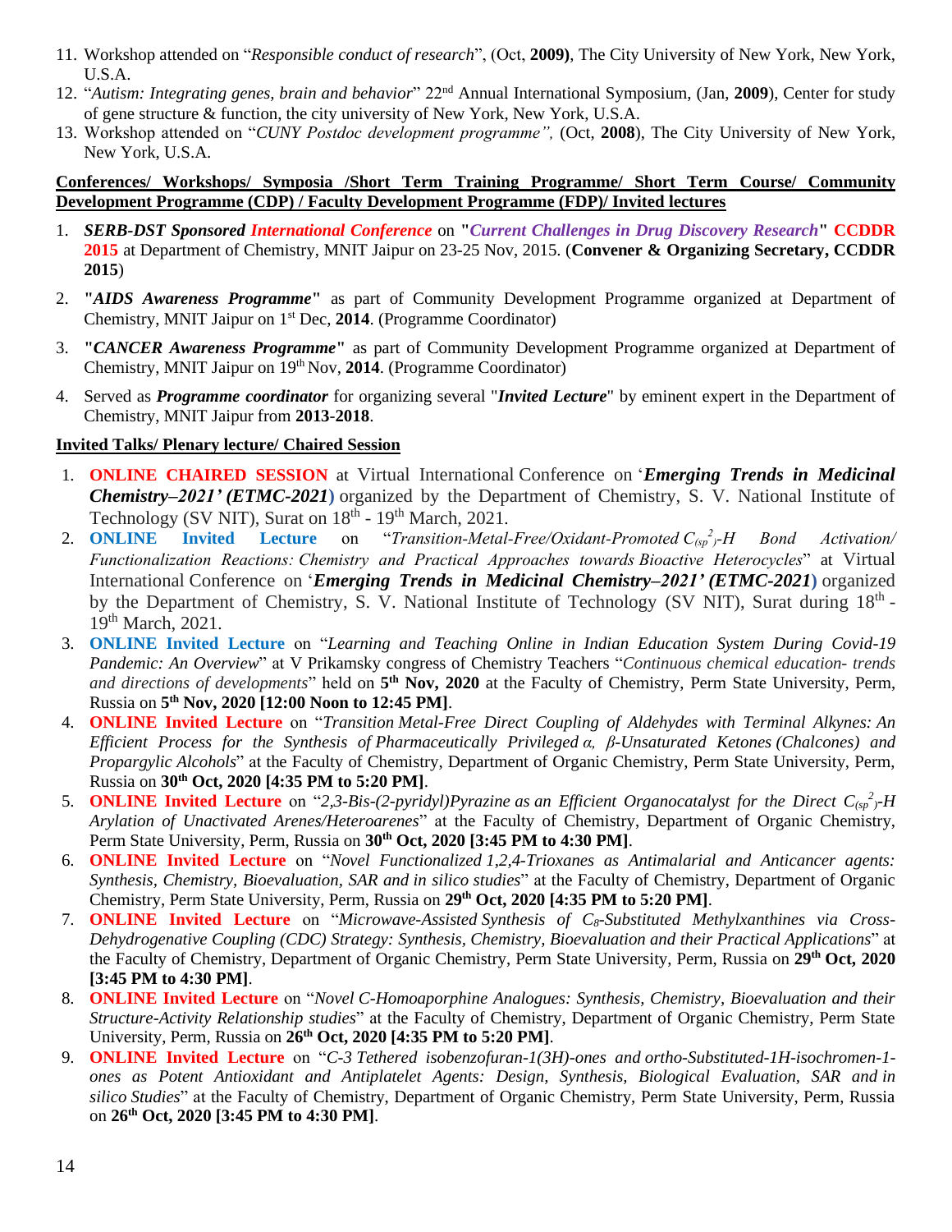11. Workshop attended on "*Responsible conduct of research*", (Oct, **2009)**, The City University of New York, New York, U.S.A.
12. "*Autism: Integrating genes, brain and behavior*" 22nd Annual International Symposium, (Jan, **2009**), Center for study of gene structure & function, the city university of New York, New York, U.S.A.
13. Workshop attended on "*CUNY Postdoc development programme",* (Oct, **2008**), The City University of New York, New York, U.S.A.

**Conferences/ Workshops/ Symposia /Short Term Training Programme/ Short Term Course/ Community Development Programme (CDP) / Faculty Development Programme (FDP)/ Invited lectures**

1. ***SERB-DST Sponsored International Conference*** on **"*Current Challenges in Drug Discovery Research*" CCDDR 2015** at Department of Chemistry, MNIT Jaipur on 23-25 Nov, 2015. (**Convener & Organizing Secretary, CCDDR 2015**)
2. **"*AIDS Awareness Programme*"** as part of Community Development Programme organized at Department of Chemistry, MNIT Jaipur on 1st Dec, **2014**. (Programme Coordinator)
3. **"*CANCER Awareness Programme*"** as part of Community Development Programme organized at Department of Chemistry, MNIT Jaipur on 19th Nov, **2014**. (Programme Coordinator)
4. Served as ***Programme coordinator*** for organizing several "***Invited Lecture***" by eminent expert in the Department of Chemistry, MNIT Jaipur from **2013-2018**.

**Invited Talks/ Plenary lecture/ Chaired Session**

1. **ONLINE CHAIRED SESSION** at Virtual International Conference on '***Emerging Trends in Medicinal Chemistry–2021' (ETMC-2021)*** organized by the Department of Chemistry, S. V. National Institute of Technology (SV NIT), Surat on 18th - 19th March, 2021.
2. **ONLINE Invited Lecture** on "*Transition-Metal-Free/Oxidant-Promoted $C_{(sp^2)}$-H Bond Activation/ Functionalization Reactions: Chemistry and Practical Approaches towards Bioactive Heterocycles*" at Virtual International Conference on '***Emerging Trends in Medicinal Chemistry–2021' (ETMC-2021)*** organized by the Department of Chemistry, S. V. National Institute of Technology (SV NIT), Surat during 18th - 19th March, 2021.
3. **ONLINE Invited Lecture** on "*Learning and Teaching Online in Indian Education System During Covid-19 Pandemic: An Overview*" at V Prikamsky congress of Chemistry Teachers "*Continuous chemical education- trends and directions of developments*" held on **5th Nov, 2020** at the Faculty of Chemistry, Perm State University, Perm, Russia on **5th Nov, 2020 [12:00 Noon to 12:45 PM]**.
4. **ONLINE Invited Lecture** on "*Transition Metal-Free Direct Coupling of Aldehydes with Terminal Alkynes: An Efficient Process for the Synthesis of Pharmaceutically Privileged α, β-Unsaturated Ketones (Chalcones) and Propargylic Alcohols*" at the Faculty of Chemistry, Department of Organic Chemistry, Perm State University, Perm, Russia on **30th Oct, 2020 [4:35 PM to 5:20 PM]**.
5. **ONLINE Invited Lecture** on "*2,3-Bis-(2-pyridyl)Pyrazine as an Efficient Organocatalyst for the Direct $C_{(sp^2)}$-H Arylation of Unactivated Arenes/Heteroarenes*" at the Faculty of Chemistry, Department of Organic Chemistry, Perm State University, Perm, Russia on **30th Oct, 2020 [3:45 PM to 4:30 PM]**.
6. **ONLINE Invited Lecture** on "*Novel Functionalized 1,2,4-Trioxanes as Antimalarial and Anticancer agents: Synthesis, Chemistry, Bioevaluation, SAR and in silico studies*" at the Faculty of Chemistry, Department of Organic Chemistry, Perm State University, Perm, Russia on **29th Oct, 2020 [4:35 PM to 5:20 PM]**.
7. **ONLINE Invited Lecture** on "*Microwave-Assisted Synthesis of $C_8$-Substituted Methylxanthines via Cross-Dehydrogenative Coupling (CDC) Strategy: Synthesis, Chemistry, Bioevaluation and their Practical Applications*" at the Faculty of Chemistry, Department of Organic Chemistry, Perm State University, Perm, Russia on **29th Oct, 2020 [3:45 PM to 4:30 PM]**.
8. **ONLINE Invited Lecture** on "*Novel C-Homoaporphine Analogues: Synthesis, Chemistry, Bioevaluation and their Structure-Activity Relationship studies*" at the Faculty of Chemistry, Department of Organic Chemistry, Perm State University, Perm, Russia on **26th Oct, 2020 [4:35 PM to 5:20 PM]**.
9. **ONLINE Invited Lecture** on "*C-3 Tethered isobenzofuran-1(3H)-ones and ortho-Substituted-1H-isochromen-1-ones as Potent Antioxidant and Antiplatelet Agents: Design, Synthesis, Biological Evaluation, SAR and in silico Studies*" at the Faculty of Chemistry, Department of Organic Chemistry, Perm State University, Perm, Russia on **26th Oct, 2020 [3:45 PM to 4:30 PM]**.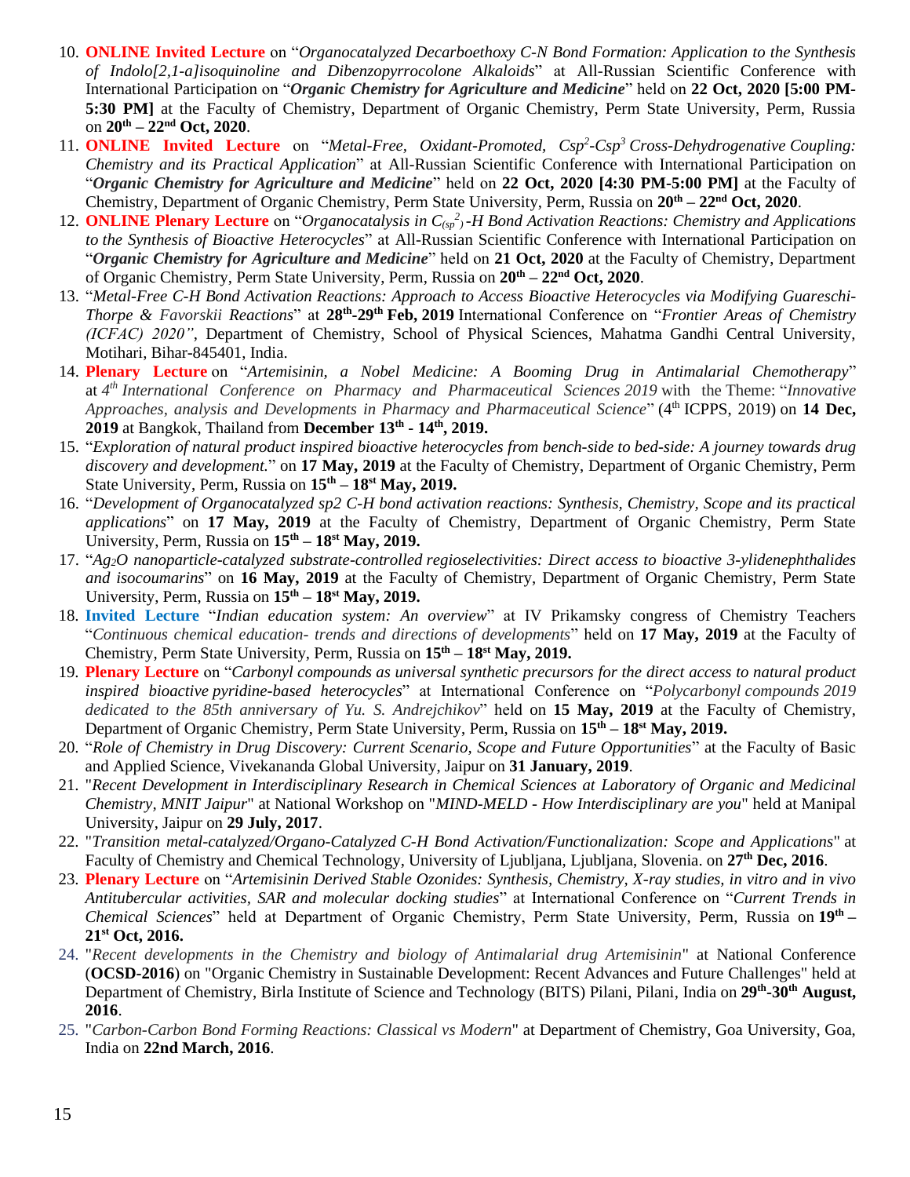10. **ONLINE Invited Lecture** on "*Organocatalyzed Decarboethoxy C-N Bond Formation: Application to the Synthesis of Indolo[2,1-a]isoquinoline and Dibenzopyrrocolone Alkaloids*" at All-Russian Scientific Conference with International Participation on "***Organic Chemistry for Agriculture and Medicine***" held on **22 Oct, 2020 [5:00 PM-5:30 PM]** at the Faculty of Chemistry, Department of Organic Chemistry, Perm State University, Perm, Russia on **20th – 22nd Oct, 2020**.
11. **ONLINE Invited Lecture** on "*Metal-Free, Oxidant-Promoted, $Csp^2$-$Csp^3$ Cross-Dehydrogenative Coupling: Chemistry and its Practical Application*" at All-Russian Scientific Conference with International Participation on "***Organic Chemistry for Agriculture and Medicine***" held on **22 Oct, 2020 [4:30 PM-5:00 PM]** at the Faculty of Chemistry, Department of Organic Chemistry, Perm State University, Perm, Russia on **20th – 22nd Oct, 2020**.
12. **ONLINE Plenary Lecture** on "*Organocatalysis in $C_{(sp^2)}$-H Bond Activation Reactions: Chemistry and Applications to the Synthesis of Bioactive Heterocycles*" at All-Russian Scientific Conference with International Participation on "***Organic Chemistry for Agriculture and Medicine***" held on **21 Oct, 2020** at the Faculty of Chemistry, Department of Organic Chemistry, Perm State University, Perm, Russia on **20th – 22nd Oct, 2020**.
13. "*Metal-Free C-H Bond Activation Reactions: Approach to Access Bioactive Heterocycles via Modifying Guareschi-Thorpe & Favorskii Reactions*" at **28th-29th Feb, 2019** International Conference on "*Frontier Areas of Chemistry (ICFAC) 2020"*, Department of Chemistry, School of Physical Sciences, Mahatma Gandhi Central University, Motihari, Bihar-845401, India.
14. **Plenary Lecture** on "*Artemisinin, a Nobel Medicine: A Booming Drug in Antimalarial Chemotherapy*" at *4th International Conference on Pharmacy and Pharmaceutical Sciences 2019* with the Theme: "*Innovative Approaches, analysis and Developments in Pharmacy and Pharmaceutical Science*" (4th ICPPS, 2019) on **14 Dec, 2019** at Bangkok, Thailand from **December 13th - 14th, 2019.**
15. "*Exploration of natural product inspired bioactive heterocycles from bench-side to bed-side: A journey towards drug discovery and development.*" on **17 May, 2019** at the Faculty of Chemistry, Department of Organic Chemistry, Perm State University, Perm, Russia on **15th – 18st May, 2019.**
16. "*Development of Organocatalyzed sp2 C-H bond activation reactions: Synthesis, Chemistry, Scope and its practical applications*" on **17 May, 2019** at the Faculty of Chemistry, Department of Organic Chemistry, Perm State University, Perm, Russia on **15th – 18st May, 2019.**
17. "*$Ag_2O$ nanoparticle-catalyzed substrate-controlled regioselectivities: Direct access to bioactive 3-ylidenephthalides and isocoumarins*" on **16 May, 2019** at the Faculty of Chemistry, Department of Organic Chemistry, Perm State University, Perm, Russia on **15th – 18st May, 2019.**
18. **Invited Lecture** "*Indian education system: An overview*" at IV Prikamsky congress of Chemistry Teachers "*Continuous chemical education- trends and directions of developments*" held on **17 May, 2019** at the Faculty of Chemistry, Perm State University, Perm, Russia on **15th – 18st May, 2019.**
19. **Plenary Lecture** on "*Carbonyl compounds as universal synthetic precursors for the direct access to natural product inspired bioactive pyridine-based heterocycles*" at International Conference on "*Polycarbonyl compounds 2019 dedicated to the 85th anniversary of Yu. S. Andrejchikov*" held on **15 May, 2019** at the Faculty of Chemistry, Department of Organic Chemistry, Perm State University, Perm, Russia on **15th – 18st May, 2019.**
20. "*Role of Chemistry in Drug Discovery: Current Scenario, Scope and Future Opportunities*" at the Faculty of Basic and Applied Science, Vivekananda Global University, Jaipur on **31 January, 2019**.
21. "*Recent Development in Interdisciplinary Research in Chemical Sciences at Laboratory of Organic and Medicinal Chemistry, MNIT Jaipur*" at National Workshop on "*MIND-MELD - How Interdisciplinary are you*" held at Manipal University, Jaipur on **29 July, 2017**.
22. "*Transition metal-catalyzed/Organo-Catalyzed C-H Bond Activation/Functionalization: Scope and Applications*" at Faculty of Chemistry and Chemical Technology, University of Ljubljana, Ljubljana, Slovenia. on **27th Dec, 2016**.
23. **Plenary Lecture** on "*Artemisinin Derived Stable Ozonides: Synthesis, Chemistry, X-ray studies, in vitro and in vivo Antitubercular activities, SAR and molecular docking studies*" at International Conference on "*Current Trends in Chemical Sciences*" held at Department of Organic Chemistry, Perm State University, Perm, Russia on **19th – 21st Oct, 2016.**
24. "*Recent developments in the Chemistry and biology of Antimalarial drug Artemisinin*" at National Conference (**OCSD-2016**) on "Organic Chemistry in Sustainable Development: Recent Advances and Future Challenges" held at Department of Chemistry, Birla Institute of Science and Technology (BITS) Pilani, Pilani, India on **29th-30th August, 2016**.
25. "*Carbon-Carbon Bond Forming Reactions: Classical vs Modern*" at Department of Chemistry, Goa University, Goa, India on **22nd March, 2016**.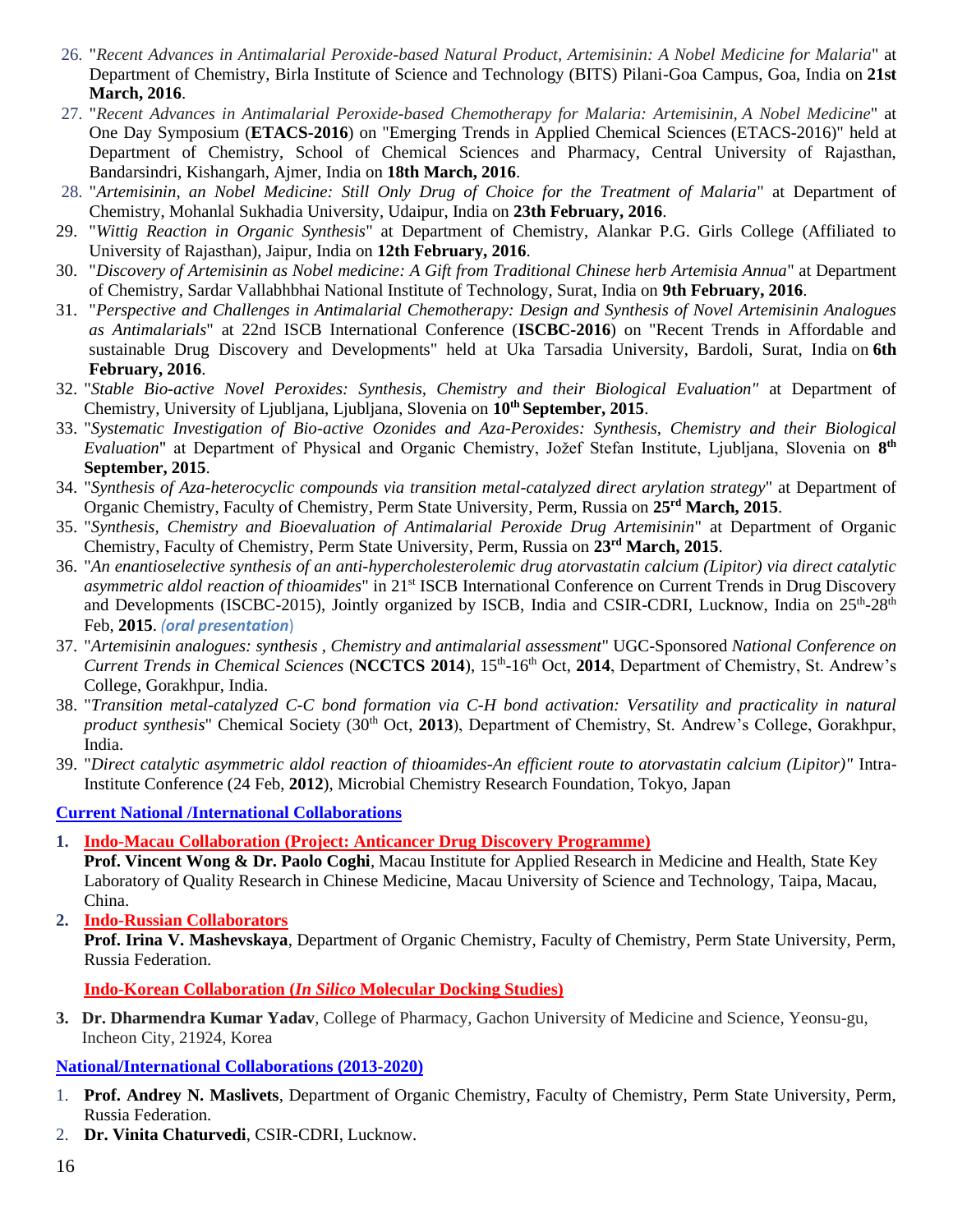26. "*Recent Advances in Antimalarial Peroxide-based Natural Product, Artemisinin: A Nobel Medicine for Malaria*" at Department of Chemistry, Birla Institute of Science and Technology (BITS) Pilani-Goa Campus, Goa, India on **21st March, 2016**.
27. "*Recent Advances in Antimalarial Peroxide-based Chemotherapy for Malaria: Artemisinin, A Nobel Medicine*" at One Day Symposium (**ETACS-2016**) on "Emerging Trends in Applied Chemical Sciences (ETACS-2016)" held at Department of Chemistry, School of Chemical Sciences and Pharmacy, Central University of Rajasthan, Bandarsindri, Kishangarh, Ajmer, India on **18th March, 2016**.
28. "*Artemisinin, an Nobel Medicine: Still Only Drug of Choice for the Treatment of Malaria*" at Department of Chemistry, Mohanlal Sukhadia University, Udaipur, India on **23th February, 2016**.
29. "*Wittig Reaction in Organic Synthesis*" at Department of Chemistry, Alankar P.G. Girls College (Affiliated to University of Rajasthan), Jaipur, India on **12th February, 2016**.
30. "*Discovery of Artemisinin as Nobel medicine: A Gift from Traditional Chinese herb Artemisia Annua*" at Department of Chemistry, Sardar Vallabhbhai National Institute of Technology, Surat, India on **9th February, 2016**.
31. "*Perspective and Challenges in Antimalarial Chemotherapy: Design and Synthesis of Novel Artemisinin Analogues as Antimalarials*" at 22nd ISCB International Conference (**ISCBC-2016**) on "Recent Trends in Affordable and sustainable Drug Discovery and Developments" held at Uka Tarsadia University, Bardoli, Surat, India on **6th February, 2016**.
32. "*Stable Bio-active Novel Peroxides: Synthesis, Chemistry and their Biological Evaluation"* at Department of Chemistry, University of Ljubljana, Ljubljana, Slovenia on **10th September, 2015**.
33. "*Systematic Investigation of Bio-active Ozonides and Aza-Peroxides: Synthesis, Chemistry and their Biological Evaluation*" at Department of Physical and Organic Chemistry, Jožef Stefan Institute, Ljubljana, Slovenia on **8th September, 2015**.
34. "*Synthesis of Aza-heterocyclic compounds via transition metal-catalyzed direct arylation strategy*" at Department of Organic Chemistry, Faculty of Chemistry, Perm State University, Perm, Russia on **25rd March, 2015**.
35. "*Synthesis, Chemistry and Bioevaluation of Antimalarial Peroxide Drug Artemisinin*" at Department of Organic Chemistry, Faculty of Chemistry, Perm State University, Perm, Russia on **23rd March, 2015**.
36. "*An enantioselective synthesis of an anti-hypercholesterolemic drug atorvastatin calcium (Lipitor) via direct catalytic asymmetric aldol reaction of thioamides*" in 21st ISCB International Conference on Current Trends in Drug Discovery and Developments (ISCBC-2015), Jointly organized by ISCB, India and CSIR-CDRI, Lucknow, India on 25th-28th Feb, **2015**. *(oral presentation)*
37. "*Artemisinin analogues: synthesis , Chemistry and antimalarial assessment*" UGC-Sponsored *National Conference on Current Trends in Chemical Sciences* (**NCCTCS 2014**), 15th-16th Oct, **2014**, Department of Chemistry, St. Andrew's College, Gorakhpur, India.
38. "*Transition metal-catalyzed C-C bond formation via C-H bond activation: Versatility and practicality in natural product synthesis*" Chemical Society (30th Oct, **2013**), Department of Chemistry, St. Andrew's College, Gorakhpur, India.
39. "*Direct catalytic asymmetric aldol reaction of thioamides-An efficient route to atorvastatin calcium (Lipitor)"* Intra-Institute Conference (24 Feb, **2012**), Microbial Chemistry Research Foundation, Tokyo, Japan

## Current National /International Collaborations

1. **Indo-Macau Collaboration (Project: Anticancer Drug Discovery Programme)**
   **Prof. Vincent Wong & Dr. Paolo Coghi**, Macau Institute for Applied Research in Medicine and Health, State Key Laboratory of Quality Research in Chinese Medicine, Macau University of Science and Technology, Taipa, Macau, China.
2. **Indo-Russian Collaborators**
   **Prof. Irina V. Mashevskaya**, Department of Organic Chemistry, Faculty of Chemistry, Perm State University, Perm, Russia Federation.

   **Indo-Korean Collaboration (*In Silico* Molecular Docking Studies)**
3. **Dr. Dharmendra Kumar Yadav**, College of Pharmacy, Gachon University of Medicine and Science, Yeonsu-gu, Incheon City, 21924, Korea

## National/International Collaborations (2013-2020)

1. **Prof. Andrey N. Maslivets**, Department of Organic Chemistry, Faculty of Chemistry, Perm State University, Perm, Russia Federation.
2. **Dr. Vinita Chaturvedi**, CSIR-CDRI, Lucknow.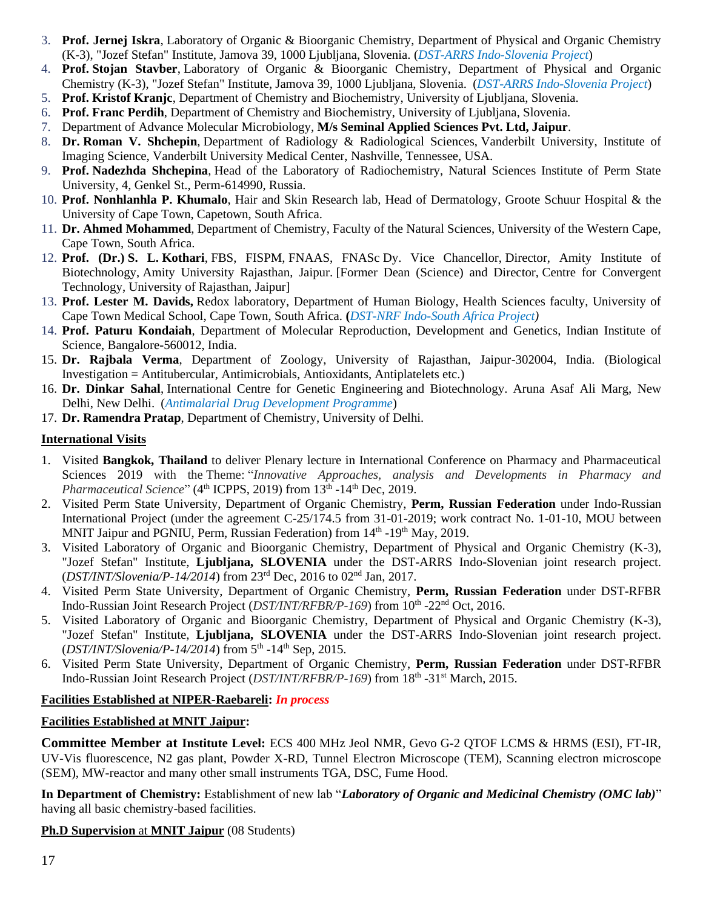3. **Prof. Jernej Iskra**, Laboratory of Organic & Bioorganic Chemistry, Department of Physical and Organic Chemistry (K-3), "Jozef Stefan" Institute, Jamova 39, 1000 Ljubljana, Slovenia. (*DST-ARRS Indo-Slovenia Project*)
4. **Prof. Stojan Stavber**, Laboratory of Organic & Bioorganic Chemistry, Department of Physical and Organic Chemistry (K-3), "Jozef Stefan" Institute, Jamova 39, 1000 Ljubljana, Slovenia. (*DST-ARRS Indo-Slovenia Project*)
5. **Prof. Kristof Kranjc**, Department of Chemistry and Biochemistry, University of Ljubljana, Slovenia.
6. **Prof. Franc Perdih**, Department of Chemistry and Biochemistry, University of Ljubljana, Slovenia.
7. Department of Advance Molecular Microbiology, **M/s Seminal Applied Sciences Pvt. Ltd, Jaipur**.
8. **Dr. Roman V. Shchepin**, Department of Radiology & Radiological Sciences, Vanderbilt University, Institute of Imaging Science, Vanderbilt University Medical Center, Nashville, Tennessee, USA.
9. **Prof. Nadezhda Shchepina**, Head of the Laboratory of Radiochemistry, Natural Sciences Institute of Perm State University, 4, Genkel St., Perm-614990, Russia.
10. **Prof. Nonhlanhla P. Khumalo**, Hair and Skin Research lab, Head of Dermatology, Groote Schuur Hospital & the University of Cape Town, Capetown, South Africa.
11. **Dr. Ahmed Mohammed**, Department of Chemistry, Faculty of the Natural Sciences, University of the Western Cape, Cape Town, South Africa.
12. **Prof. (Dr.) S. L. Kothari**, FBS, FISPM, FNAAS, FNASc Dy. Vice Chancellor, Director, Amity Institute of Biotechnology, Amity University Rajasthan, Jaipur. [Former Dean (Science) and Director, Centre for Convergent Technology, University of Rajasthan, Jaipur]
13. **Prof. Lester M. Davids,** Redox laboratory, Department of Human Biology, Health Sciences faculty, University of Cape Town Medical School, Cape Town, South Africa. **(***DST-NRF Indo-South Africa Project)*
14. **Prof. Paturu Kondaiah**, Department of Molecular Reproduction, Development and Genetics, Indian Institute of Science, Bangalore-560012, India.
15. **Dr. Rajbala Verma**, Department of Zoology, University of Rajasthan, Jaipur-302004, India. (Biological Investigation = Antitubercular, Antimicrobials, Antioxidants, Antiplatelets etc.)
16. **Dr. Dinkar Sahal**, International Centre for Genetic Engineering and Biotechnology. Aruna Asaf Ali Marg, New Delhi, New Delhi. (*Antimalarial Drug Development Programme*)
17. **Dr. Ramendra Pratap**, Department of Chemistry, University of Delhi.

**International Visits**

1. Visited **Bangkok, Thailand** to deliver Plenary lecture in International Conference on Pharmacy and Pharmaceutical Sciences 2019 with the Theme: "*Innovative Approaches, analysis and Developments in Pharmacy and Pharmaceutical Science*" (4th ICPPS, 2019) from 13th -14th Dec, 2019.
2. Visited Perm State University, Department of Organic Chemistry, **Perm, Russian Federation** under Indo-Russian International Project (under the agreement C-25/174.5 from 31-01-2019; work contract No. 1-01-10, MOU between MNIT Jaipur and PGNIU, Perm, Russian Federation) from 14th -19th May, 2019.
3. Visited Laboratory of Organic and Bioorganic Chemistry, Department of Physical and Organic Chemistry (K-3), "Jozef Stefan" Institute, **Ljubljana, SLOVENIA** under the DST-ARRS Indo-Slovenian joint research project. (*DST/INT/Slovenia/P-14/2014*) from 23rd Dec, 2016 to 02nd Jan, 2017.
4. Visited Perm State University, Department of Organic Chemistry, **Perm, Russian Federation** under DST-RFBR Indo-Russian Joint Research Project (*DST/INT/RFBR/P-169*) from 10th -22nd Oct, 2016.
5. Visited Laboratory of Organic and Bioorganic Chemistry, Department of Physical and Organic Chemistry (K-3), "Jozef Stefan" Institute, **Ljubljana, SLOVENIA** under the DST-ARRS Indo-Slovenian joint research project. (*DST/INT/Slovenia/P-14/2014*) from 5th -14th Sep, 2015.
6. Visited Perm State University, Department of Organic Chemistry, **Perm, Russian Federation** under DST-RFBR Indo-Russian Joint Research Project (*DST/INT/RFBR/P-169*) from 18th -31st March, 2015.

**Facilities Established at NIPER-Raebareli:** ***In process***

**Facilities Established at MNIT Jaipur:**

**Committee Member at Institute Level:** ECS 400 MHz Jeol NMR, Gevo G-2 QTOF LCMS & HRMS (ESI), FT-IR, UV-Vis fluorescence, N2 gas plant, Powder X-RD, Tunnel Electron Microscope (TEM), Scanning electron microscope (SEM), MW-reactor and many other small instruments TGA, DSC, Fume Hood.

**In Department of Chemistry:** Establishment of new lab "***Laboratory of Organic and Medicinal Chemistry (OMC lab)***" having all basic chemistry-based facilities.

**Ph.D Supervision** at **MNIT Jaipur** (08 Students)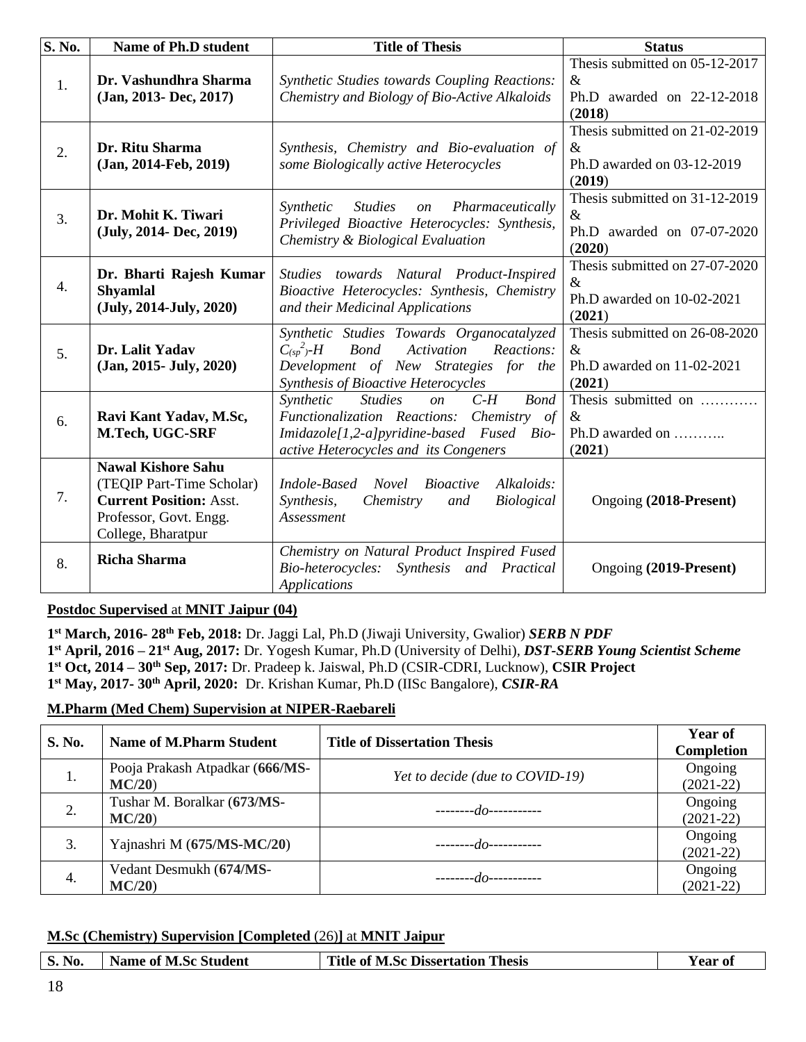| S. No. | Name of Ph.D student | Title of Thesis | Status |
|---|---|---|---|
| 1. | **Dr. Vashundhra Sharma (Jan, 2013- Dec, 2017)** | *Synthetic Studies towards Coupling Reactions: Chemistry and Biology of Bio-Active Alkaloids* | Thesis submitted on 05-12-2017 & Ph.D awarded on 22-12-2018 (**2018**) |
| 2. | **Dr. Ritu Sharma (Jan, 2014-Feb, 2019)** | *Synthesis, Chemistry and Bio-evaluation of some Biologically active Heterocycles* | Thesis submitted on 21-02-2019 & Ph.D awarded on 03-12-2019 (**2019**) |
| 3. | **Dr. Mohit K. Tiwari (July, 2014- Dec, 2019)** | *Synthetic Studies on Pharmaceutically Privileged Bioactive Heterocycles: Synthesis, Chemistry & Biological Evaluation* | Thesis submitted on 31-12-2019 & Ph.D awarded on 07-07-2020 (**2020**) |
| 4. | **Dr. Bharti Rajesh Kumar Shyamlal (July, 2014-July, 2020)** | *Studies towards Natural Product-Inspired Bioactive Heterocycles: Synthesis, Chemistry and their Medicinal Applications* | Thesis submitted on 27-07-2020 & Ph.D awarded on 10-02-2021 (**2021**) |
| 5. | **Dr. Lalit Yadav (Jan, 2015- July, 2020)** | *Synthetic Studies Towards Organocatalyzed $C_{(sp^2)}$-H Bond Activation Reactions: Development of New Strategies for the Synthesis of Bioactive Heterocycles* | Thesis submitted on 26-08-2020 & Ph.D awarded on 11-02-2021 (**2021**) |
| 6. | **Ravi Kant Yadav, M.Sc, M.Tech, UGC-SRF** | *Synthetic Studies on C-H Bond Functionalization Reactions: Chemistry of Imidazole[1,2-a]pyridine-based Fused Bio-active Heterocycles and its Congeners* | Thesis submitted on ………… & Ph.D awarded on ……….. (**2021**) |
| 7. | **Nawal Kishore Sahu** (TEQIP Part-Time Scholar) **Current Position:** Asst. Professor, Govt. Engg. College, Bharatpur | *Indole-Based Novel Bioactive Alkaloids: Synthesis, Chemistry and Biological Assessment* | Ongoing **(2018-Present)** |
| 8. | **Richa Sharma** | *Chemistry on Natural Product Inspired Fused Bio-heterocycles: Synthesis and Practical Applications* | Ongoing **(2019-Present)** |

**Postdoc Supervised at MNIT Jaipur (04)**

**1st March, 2016- 28th Feb, 2018:** Dr. Jaggi Lal, Ph.D (Jiwaji University, Gwalior) ***SERB N PDF***
**1st April, 2016 – 21st Aug, 2017:** Dr. Yogesh Kumar, Ph.D (University of Delhi), ***DST-SERB Young Scientist Scheme***
**1st Oct, 2014 – 30th Sep, 2017:** Dr. Pradeep k. Jaiswal, Ph.D (CSIR-CDRI, Lucknow), **CSIR Project**
**1st May, 2017- 30th April, 2020:** Dr. Krishan Kumar, Ph.D (IISc Bangalore), ***CSIR-RA***

**M.Pharm (Med Chem) Supervision at NIPER-Raebareli**

| S. No. | Name of M.Pharm Student | Title of Dissertation Thesis | Year of Completion |
|---|---|---|---|
| 1. | Pooja Prakash Atpadkar (**666/MS-MC/20**) | *Yet to decide (due to COVID-19)* | Ongoing (2021-22) |
| 2. | Tushar M. Boralkar (**673/MS-MC/20**) | --------*do*----------- | Ongoing (2021-22) |
| 3. | Yajnashri M (**675/MS-MC/20**) | --------*do*----------- | Ongoing (2021-22) |
| 4. | Vedant Desmukh (**674/MS-MC/20**) | --------*do*----------- | Ongoing (2021-22) |

**M.Sc (Chemistry) Supervision [Completed (26)] at MNIT Jaipur**

| S. No. | Name of M.Sc Student | Title of M.Sc Dissertation Thesis | Year of |
|---|---|---|---|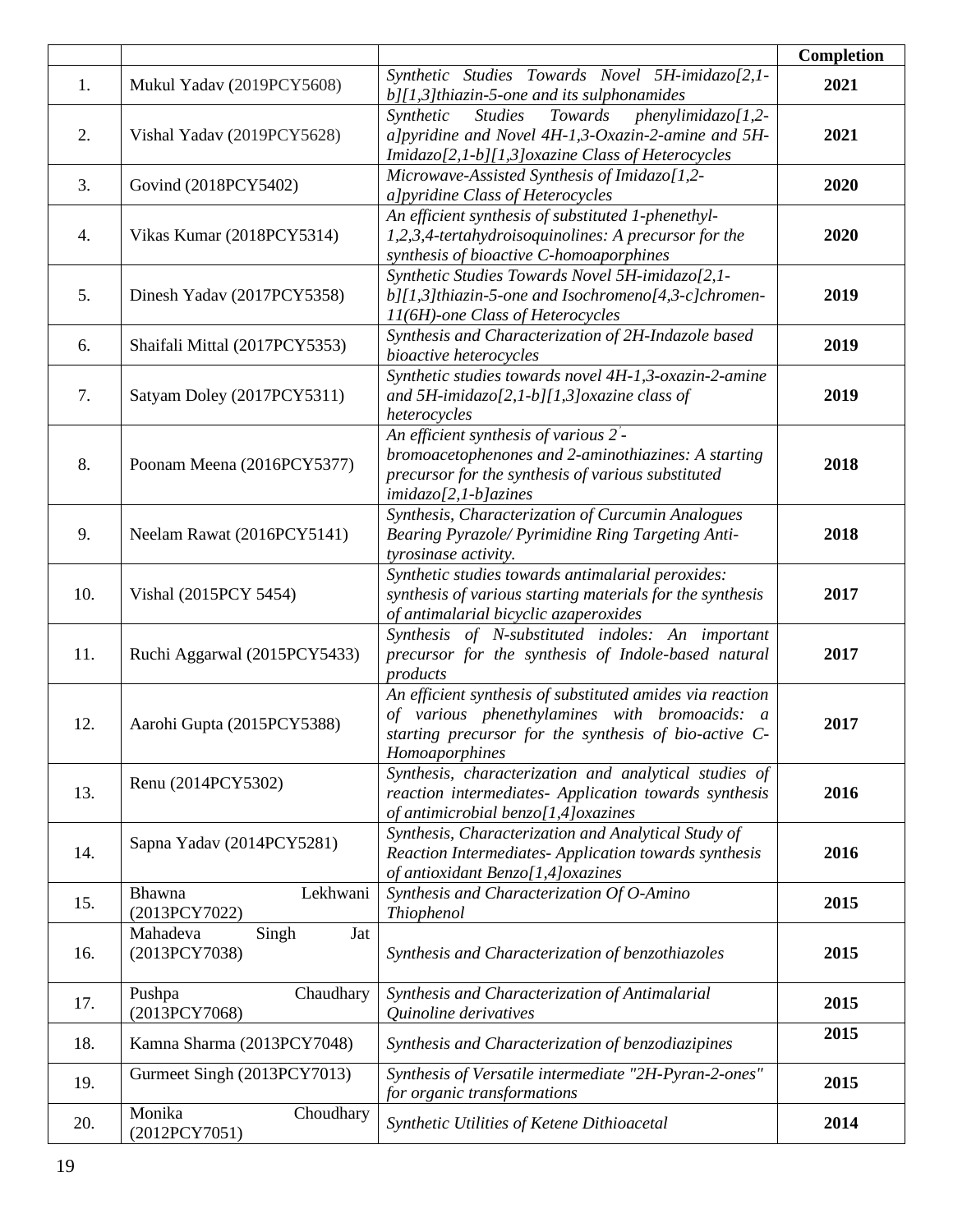| | | | Completion |
|---|---|---|---|
| 1. | Mukul Yadav (2019PCY5608) | *Synthetic Studies Towards Novel 5H-imidazo[2,1-b][1,3]thiazin-5-one and its sulphonamides* | **2021** |
| 2. | Vishal Yadav (2019PCY5628) | *Synthetic Studies Towards phenylimidazo[1,2-a]pyridine and Novel 4H-1,3-Oxazin-2-amine and 5H-Imidazo[2,1-b][1,3]oxazine Class of Heterocycles* | **2021** |
| 3. | Govind (2018PCY5402) | *Microwave-Assisted Synthesis of Imidazo[1,2-a]pyridine Class of Heterocycles* | **2020** |
| 4. | Vikas Kumar (2018PCY5314) | *An efficient synthesis of substituted 1-phenethyl-1,2,3,4-tertahydroisoquinolines: A precursor for the synthesis of bioactive C-homoaporphines* | **2020** |
| 5. | Dinesh Yadav (2017PCY5358) | *Synthetic Studies Towards Novel 5H-imidazo[2,1-b][1,3]thiazin-5-one and Isochromeno[4,3-c]chromen-11(6H)-one Class of Heterocycles* | **2019** |
| 6. | Shaifali Mittal (2017PCY5353) | *Synthesis and Characterization of 2H-Indazole based bioactive heterocycles* | **2019** |
| 7. | Satyam Doley (2017PCY5311) | *Synthetic studies towards novel 4H-1,3-oxazin-2-amine and 5H-imidazo[2,1-b][1,3]oxazine class of heterocycles* | **2019** |
| 8. | Poonam Meena (2016PCY5377) | *An efficient synthesis of various 2'-bromoacetophenones and 2-aminothiazines: A starting precursor for the synthesis of various substituted imidazo[2,1-b]azines* | **2018** |
| 9. | Neelam Rawat (2016PCY5141) | *Synthesis, Characterization of Curcumin Analogues Bearing Pyrazole/ Pyrimidine Ring Targeting Anti-tyrosinase activity.* | **2018** |
| 10. | Vishal (2015PCY 5454) | *Synthetic studies towards antimalarial peroxides: synthesis of various starting materials for the synthesis of antimalarial bicyclic azaperoxides* | **2017** |
| 11. | Ruchi Aggarwal (2015PCY5433) | *Synthesis of N-substituted indoles: An important precursor for the synthesis of Indole-based natural products* | **2017** |
| 12. | Aarohi Gupta (2015PCY5388) | *An efficient synthesis of substituted amides via reaction of various phenethylamines with bromoacids: a starting precursor for the synthesis of bio-active C-Homoaporphines* | **2017** |
| 13. | Renu (2014PCY5302) | *Synthesis, characterization and analytical studies of reaction intermediates- Application towards synthesis of antimicrobial benzo[1,4]oxazines* | **2016** |
| 14. | Sapna Yadav (2014PCY5281) | *Synthesis, Characterization and Analytical Study of Reaction Intermediates- Application towards synthesis of antioxidant Benzo[1,4]oxazines* | **2016** |
| 15. | Bhawna Lekhwani (2013PCY7022) | *Synthesis and Characterization Of O-Amino Thiophenol* | **2015** |
| 16. | Mahadeva Singh Jat (2013PCY7038) | *Synthesis and Characterization of benzothiazoles* | **2015** |
| 17. | Pushpa Chaudhary (2013PCY7068) | *Synthesis and Characterization of Antimalarial Quinoline derivatives* | **2015** |
| 18. | Kamna Sharma (2013PCY7048) | *Synthesis and Characterization of benzodiazipines* | **2015** |
| 19. | Gurmeet Singh (2013PCY7013) | *Synthesis of Versatile intermediate "2H-Pyran-2-ones" for organic transformations* | **2015** |
| 20. | Monika Choudhary (2012PCY7051) | *Synthetic Utilities of Ketene Dithioacetal* | **2014** |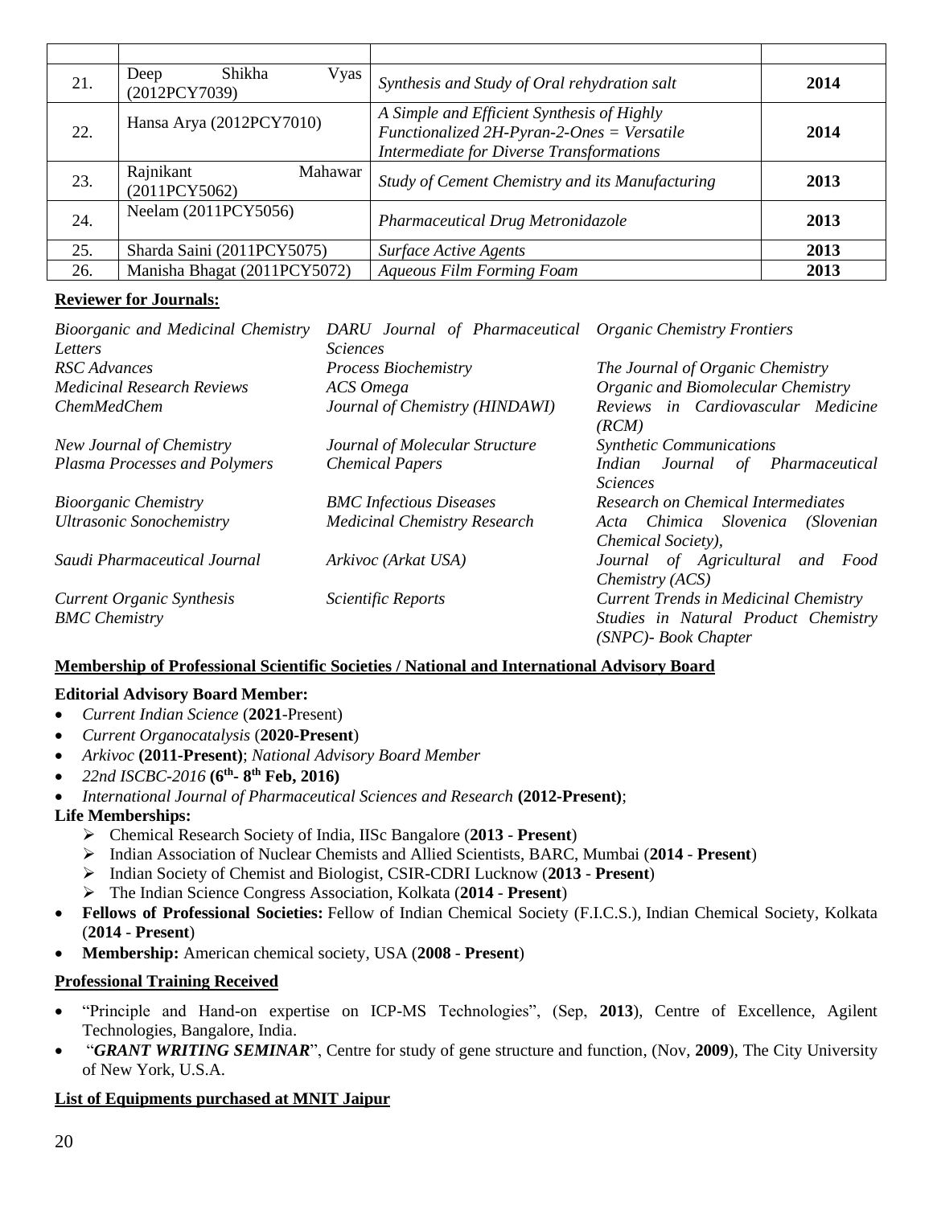| | | | |
|---|---|---|---|
| 21. | Deep Shikha Vyas (2012PCY7039) | *Synthesis and Study of Oral rehydration salt* | **2014** |
| 22. | Hansa Arya (2012PCY7010) | *A Simple and Efficient Synthesis of Highly Functionalized 2H-Pyran-2-Ones = Versatile Intermediate for Diverse Transformations* | **2014** |
| 23. | Rajnikant Mahawar (2011PCY5062) | *Study of Cement Chemistry and its Manufacturing* | **2013** |
| 24. | Neelam (2011PCY5056) | *Pharmaceutical Drug Metronidazole* | **2013** |
| 25. | Sharda Saini (2011PCY5075) | *Surface Active Agents* | **2013** |
| 26. | Manisha Bhagat (2011PCY5072) | *Aqueous Film Forming Foam* | **2013** |

**Reviewer for Journals:**

*Bioorganic and Medicinal Chemistry Letters*
*DARU Journal of Pharmaceutical Sciences*
*Organic Chemistry Frontiers*
*RSC Advances*
*Process Biochemistry*
*The Journal of Organic Chemistry*
*Medicinal Research Reviews*
*ACS Omega*
*Organic and Biomolecular Chemistry*
*ChemMedChem*
*Journal of Chemistry (HINDAWI)*
*Reviews in Cardiovascular Medicine (RCM)*
*New Journal of Chemistry*
*Journal of Molecular Structure*
*Synthetic Communications*
*Plasma Processes and Polymers*
*Chemical Papers*
*Indian Journal of Pharmaceutical Sciences*
*Bioorganic Chemistry*
*BMC Infectious Diseases*
*Research on Chemical Intermediates*
*Ultrasonic Sonochemistry*
*Medicinal Chemistry Research*
*Acta Chimica Slovenica (Slovenian Chemical Society),*
*Saudi Pharmaceutical Journal*
*Arkivoc (Arkat USA)*
*Journal of Agricultural and Food Chemistry (ACS)*
*Current Organic Synthesis*
*Scientific Reports*
*Current Trends in Medicinal Chemistry*
*BMC Chemistry*
*Studies in Natural Product Chemistry (SNPC)- Book Chapter*

**Membership of Professional Scientific Societies / National and International Advisory Board**

**Editorial Advisory Board Member:**

- *Current Indian Science* (**2021**-Present)
- *Current Organocatalysis* (**2020-Present**)
- *Arkivoc* **(2011-Present)**; *National Advisory Board Member*
- *22nd ISCBC-2016* **(6th- 8th Feb, 2016)**
- *International Journal of Pharmaceutical Sciences and Research* **(2012-Present)**;

**Life Memberships:**

- Chemical Research Society of India, IISc Bangalore (**2013** - **Present**)
- Indian Association of Nuclear Chemists and Allied Scientists, BARC, Mumbai (**2014** - **Present**)
- Indian Society of Chemist and Biologist, CSIR-CDRI Lucknow (**2013** - **Present**)
- The Indian Science Congress Association, Kolkata (**2014** - **Present**)

- **Fellows of Professional Societies:** Fellow of Indian Chemical Society (F.I.C.S.), Indian Chemical Society, Kolkata (**2014** - **Present**)
- **Membership:** American chemical society, USA (**2008** - **Present**)

**Professional Training Received**

- "Principle and Hand-on expertise on ICP-MS Technologies", (Sep, **2013**), Centre of Excellence, Agilent Technologies, Bangalore, India.
- "***GRANT WRITING SEMINAR***", Centre for study of gene structure and function, (Nov, **2009**), The City University of New York, U.S.A.

**List of Equipments purchased at MNIT Jaipur**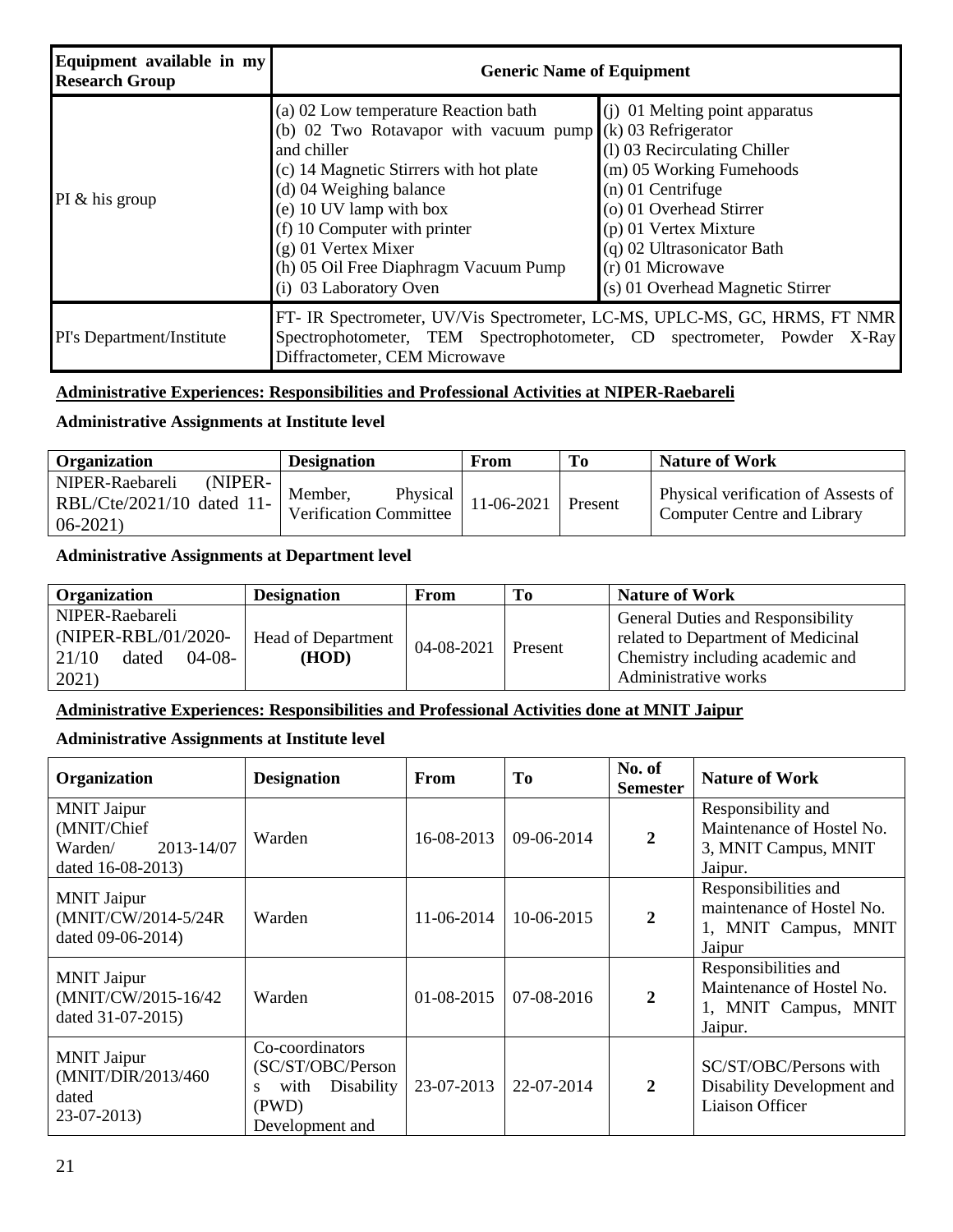| Equipment available in my Research Group | Generic Name of Equipment | |
|---|---|---|
| PI & his group | (a) 02 Low temperature Reaction bath<br>(b) 02 Two Rotavapor with vacuum pump and chiller<br>(c) 14 Magnetic Stirrers with hot plate<br>(d) 04 Weighing balance<br>(e) 10 UV lamp with box<br>(f) 10 Computer with printer<br>(g) 01 Vertex Mixer<br>(h) 05 Oil Free Diaphragm Vacuum Pump<br>(i) 03 Laboratory Oven | (j) 01 Melting point apparatus<br>(k) 03 Refrigerator<br>(l) 03 Recirculating Chiller<br>(m) 05 Working Fumehoods<br>(n) 01 Centrifuge<br>(o) 01 Overhead Stirrer<br>(p) 01 Vertex Mixture<br>(q) 02 Ultrasonicator Bath<br>(r) 01 Microwave<br>(s) 01 Overhead Magnetic Stirrer |
| PI's Department/Institute | FT- IR Spectrometer, UV/Vis Spectrometer, LC-MS, UPLC-MS, GC, HRMS, FT NMR Spectrophotometer, TEM Spectrophotometer, CD spectrometer, Powder X-Ray Diffractometer, CEM Microwave | |

**Administrative Experiences: Responsibilities and Professional Activities at NIPER-Raebareli**

**Administrative Assignments at Institute level**

| Organization | Designation | From | To | Nature of Work |
|---|---|---|---|---|
| NIPER-Raebareli (NIPER-RBL/Cte/2021/10 dated 11-06-2021) | Member, Physical Verification Committee | 11-06-2021 | Present | Physical verification of Assests of Computer Centre and Library |

**Administrative Assignments at Department level**

| Organization | Designation | From | To | Nature of Work |
|---|---|---|---|---|
| NIPER-Raebareli (NIPER-RBL/01/2020-21/10 dated 04-08-2021) | Head of Department **(HOD)** | 04-08-2021 | Present | General Duties and Responsibility related to Department of Medicinal Chemistry including academic and Administrative works |

**Administrative Experiences: Responsibilities and Professional Activities done at MNIT Jaipur**

**Administrative Assignments at Institute level**

| Organization | Designation | From | To | No. of Semester | Nature of Work |
|---|---|---|---|---|---|
| MNIT Jaipur (MNIT/Chief Warden/ 2013-14/07 dated 16-08-2013) | Warden | 16-08-2013 | 09-06-2014 | **2** | Responsibility and Maintenance of Hostel No. 3, MNIT Campus, MNIT Jaipur. |
| MNIT Jaipur (MNIT/CW/2014-5/24R dated 09-06-2014) | Warden | 11-06-2014 | 10-06-2015 | **2** | Responsibilities and maintenance of Hostel No. 1, MNIT Campus, MNIT Jaipur |
| MNIT Jaipur (MNIT/CW/2015-16/42 dated 31-07-2015) | Warden | 01-08-2015 | 07-08-2016 | **2** | Responsibilities and Maintenance of Hostel No. 1, MNIT Campus, MNIT Jaipur. |
| MNIT Jaipur (MNIT/DIR/2013/460 dated 23-07-2013) | Co-coordinators (SC/ST/OBC/Persons with Disability (PWD) Development and | 23-07-2013 | 22-07-2014 | **2** | SC/ST/OBC/Persons with Disability Development and Liaison Officer |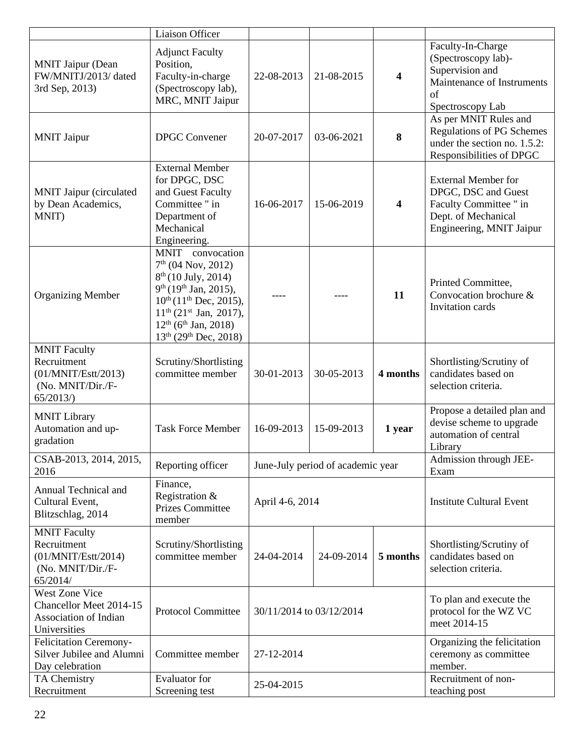| | Liaison Officer | | | | |
|---|---|---|---|---|---|
| MNIT Jaipur (Dean FW/MNITJ/2013/ dated 3rd Sep, 2013) | Adjunct Faculty Position, Faculty-in-charge (Spectroscopy lab), MRC, MNIT Jaipur | 22-08-2013 | 21-08-2015 | **4** | Faculty-In-Charge (Spectroscopy lab)- Supervision and Maintenance of Instruments of Spectroscopy Lab |
| MNIT Jaipur | DPGC Convener | 20-07-2017 | 03-06-2021 | **8** | As per MNIT Rules and Regulations of PG Schemes under the section no. 1.5.2: Responsibilities of DPGC |
| MNIT Jaipur (circulated by Dean Academics, MNIT) | External Member for DPGC, DSC and Guest Faculty Committee " in Department of Mechanical Engineering. | 16-06-2017 | 15-06-2019 | **4** | External Member for DPGC, DSC and Guest Faculty Committee " in Dept. of Mechanical Engineering, MNIT Jaipur |
| Organizing Member | MNIT convocation 7th (04 Nov, 2012) 8th (10 July, 2014) 9th (19th Jan, 2015), 10th (11th Dec, 2015), 11th (21st Jan, 2017), 12th (6th Jan, 2018) 13th (29th Dec, 2018) | ---- | ---- | **11** | Printed Committee, Convocation brochure & Invitation cards |
| MNIT Faculty Recruitment (01/MNIT/Estt/2013) (No. MNIT/Dir./F-65/2013/) | Scrutiny/Shortlisting committee member | 30-01-2013 | 30-05-2013 | **4 months** | Shortlisting/Scrutiny of candidates based on selection criteria. |
| MNIT Library Automation and up-gradation | Task Force Member | 16-09-2013 | 15-09-2013 | **1 year** | Propose a detailed plan and devise scheme to upgrade automation of central Library |
| CSAB-2013, 2014, 2015, 2016 | Reporting officer | June-July period of academic year | | | Admission through JEE-Exam |
| Annual Technical and Cultural Event, Blitzschlag, 2014 | Finance, Registration & Prizes Committee member | April 4-6, 2014 | | | Institute Cultural Event |
| MNIT Faculty Recruitment (01/MNIT/Estt/2014) (No. MNIT/Dir./F-65/2014/ | Scrutiny/Shortlisting committee member | 24-04-2014 | 24-09-2014 | **5 months** | Shortlisting/Scrutiny of candidates based on selection criteria. |
| West Zone Vice Chancellor Meet 2014-15 Association of Indian Universities | Protocol Committee | 30/11/2014 to 03/12/2014 | | | To plan and execute the protocol for the WZ VC meet 2014-15 |
| Felicitation Ceremony-Silver Jubilee and Alumni Day celebration | Committee member | 27-12-2014 | | | Organizing the felicitation ceremony as committee member. |
| TA Chemistry Recruitment | Evaluator for Screening test | 25-04-2015 | | | Recruitment of non-teaching post |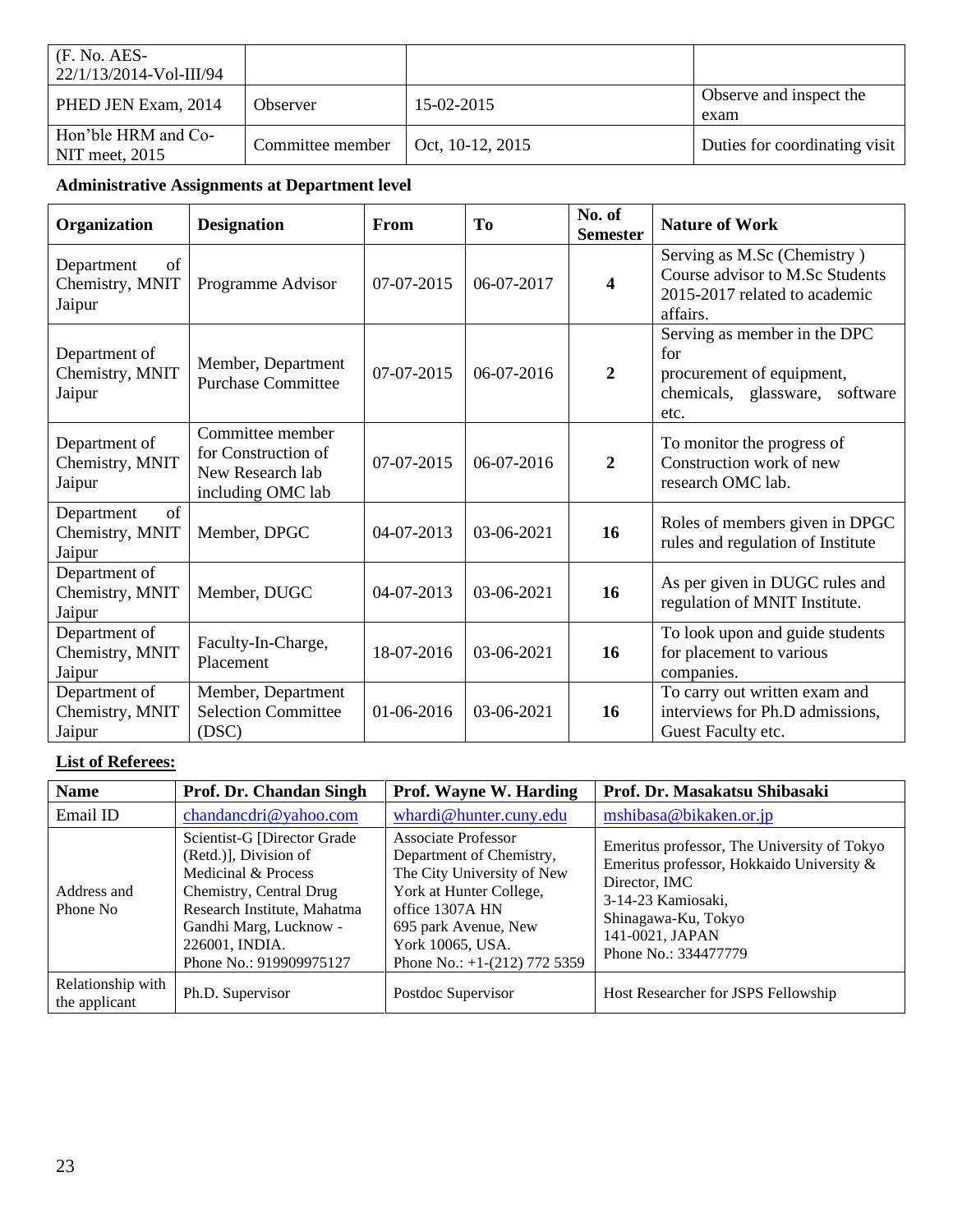| | | | |
|---|---|---|---|
| (F. No. AES-22/1/13/2014-Vol-III/94 | | | |
| PHED JEN Exam, 2014 | Observer | 15-02-2015 | Observe and inspect the exam |
| Hon'ble HRM and Co-NIT meet, 2015 | Committee member | Oct, 10-12, 2015 | Duties for coordinating visit |

**Administrative Assignments at Department level**

| Organization | Designation | From | To | No. of Semester | Nature of Work |
|---|---|---|---|---|---|
| Department of Chemistry, MNIT Jaipur | Programme Advisor | 07-07-2015 | 06-07-2017 | **4** | Serving as M.Sc (Chemistry ) Course advisor to M.Sc Students 2015-2017 related to academic affairs. |
| Department of Chemistry, MNIT Jaipur | Member, Department Purchase Committee | 07-07-2015 | 06-07-2016 | **2** | Serving as member in the DPC for procurement of equipment, chemicals, glassware, software etc. |
| Department of Chemistry, MNIT Jaipur | Committee member for Construction of New Research lab including OMC lab | 07-07-2015 | 06-07-2016 | **2** | To monitor the progress of Construction work of new research OMC lab. |
| Department of Chemistry, MNIT Jaipur | Member, DPGC | 04-07-2013 | 03-06-2021 | **16** | Roles of members given in DPGC rules and regulation of Institute |
| Department of Chemistry, MNIT Jaipur | Member, DUGC | 04-07-2013 | 03-06-2021 | **16** | As per given in DUGC rules and regulation of MNIT Institute. |
| Department of Chemistry, MNIT Jaipur | Faculty-In-Charge, Placement | 18-07-2016 | 03-06-2021 | **16** | To look upon and guide students for placement to various companies. |
| Department of Chemistry, MNIT Jaipur | Member, Department Selection Committee (DSC) | 01-06-2016 | 03-06-2021 | **16** | To carry out written exam and interviews for Ph.D admissions, Guest Faculty etc. |

**List of Referees:**

| Name | Prof. Dr. Chandan Singh | Prof. Wayne W. Harding | Prof. Dr. Masakatsu Shibasaki |
|---|---|---|---|
| Email ID | chandancdri@yahoo.com | whardi@hunter.cuny.edu | mshibasa@bikaken.or.jp |
| Address and Phone No | Scientist-G [Director Grade (Retd.)], Division of Medicinal & Process Chemistry, Central Drug Research Institute, Mahatma Gandhi Marg, Lucknow - 226001, INDIA. Phone No.: 919909975127 | Associate Professor Department of Chemistry, The City University of New York at Hunter College, office 1307A HN 695 park Avenue, New York 10065, USA. Phone No.: +1-(212) 772 5359 | Emeritus professor, The University of Tokyo Emeritus professor, Hokkaido University & Director, IMC 3-14-23 Kamiosaki, Shinagawa-Ku, Tokyo 141-0021, JAPAN Phone No.: 334477779 |
| Relationship with the applicant | Ph.D. Supervisor | Postdoc Supervisor | Host Researcher for JSPS Fellowship |